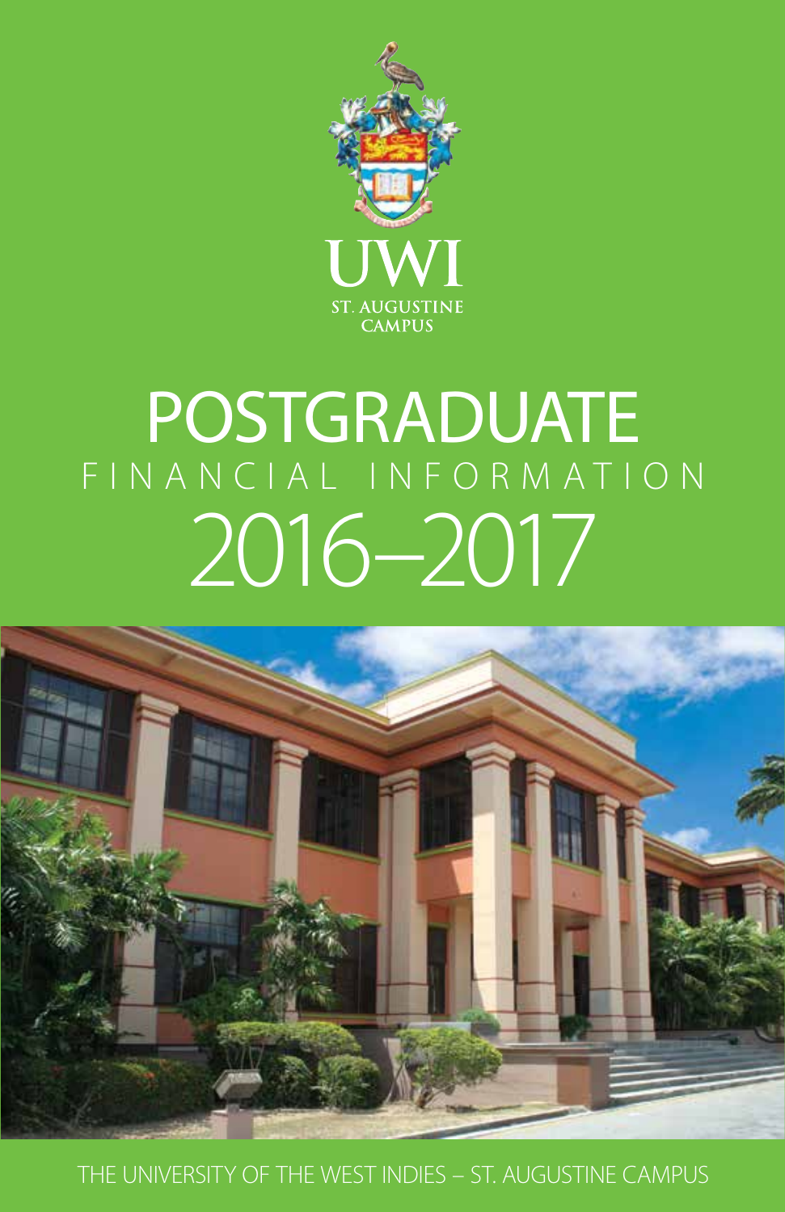UWI

ST. AUGUSTINE CAMPUS

# POSTGRADUATE

## FINANCIAL INFORMATION

# 2016–2017

THE UNIVERSITY OF THE WEST INDIES – ST. AUGUSTINE CAMPUS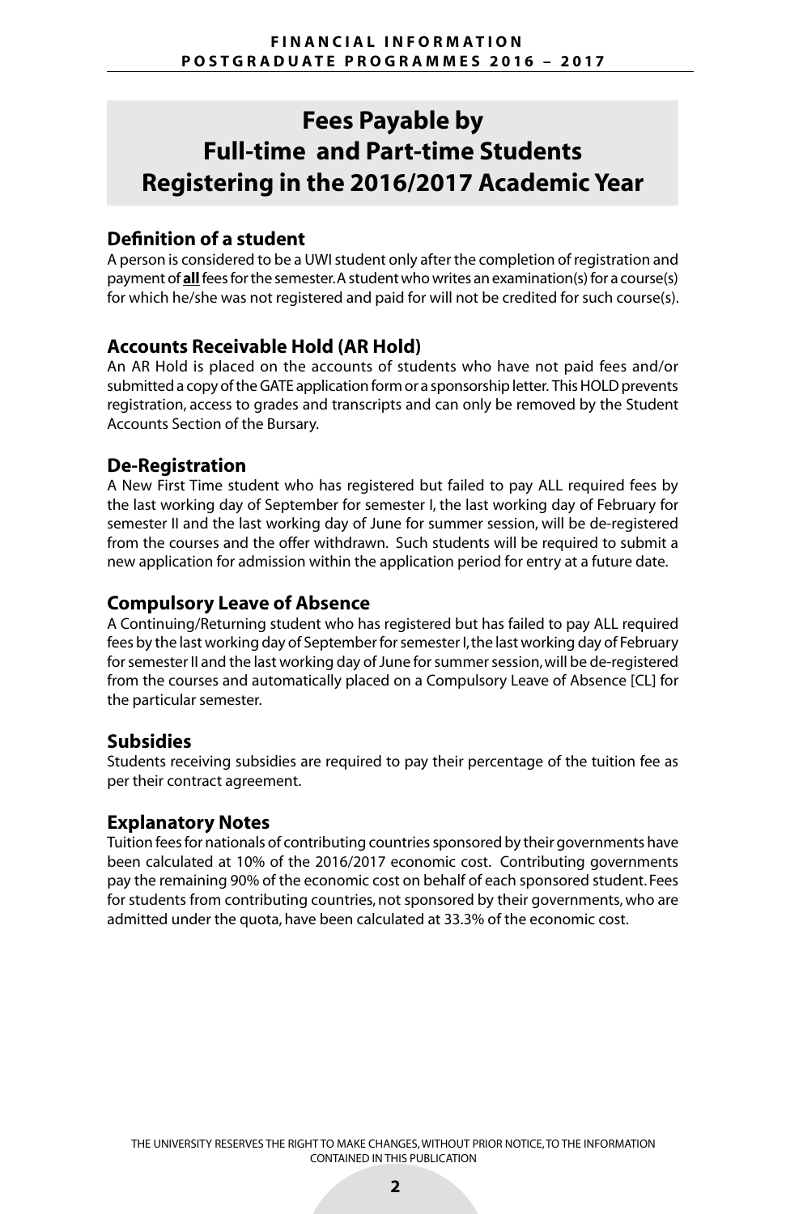# Fees Payable by Full-time and Part-time Students Registering in the 2016/2017 Academic Year

## Definition of a student

A person is considered to be a UWI student only after the completion of registration and payment of **all** fees for the semester. A student who writes an examination(s) for a course(s) for which he/she was not registered and paid for will not be credited for such course(s).

## Accounts Receivable Hold (AR Hold)

An AR Hold is placed on the accounts of students who have not paid fees and/or submitted a copy of the GATE application form or a sponsorship letter. This HOLD prevents registration, access to grades and transcripts and can only be removed by the Student Accounts Section of the Bursary.

## De-Registration

A New First Time student who has registered but failed to pay ALL required fees by the last working day of September for semester I, the last working day of February for semester II and the last working day of June for summer session, will be de-registered from the courses and the offer withdrawn. Such students will be required to submit a new application for admission within the application period for entry at a future date.

## Compulsory Leave of Absence

A Continuing/Returning student who has registered but has failed to pay ALL required fees by the last working day of September for semester I, the last working day of February for semester II and the last working day of June for summer session, will be de-registered from the courses and automatically placed on a Compulsory Leave of Absence [CL] for the particular semester.

## Subsidies

Students receiving subsidies are required to pay their percentage of the tuition fee as per their contract agreement.

## Explanatory Notes

Tuition fees for nationals of contributing countries sponsored by their governments have been calculated at 10% of the 2016/2017 economic cost. Contributing governments pay the remaining 90% of the economic cost on behalf of each sponsored student. Fees for students from contributing countries, not sponsored by their governments, who are admitted under the quota, have been calculated at 33.3% of the economic cost.

THE UNIVERSITY RESERVES THE RIGHT TO MAKE CHANGES, WITHOUT PRIOR NOTICE, TO THE INFORMATION CONTAINED IN THIS PUBLICATION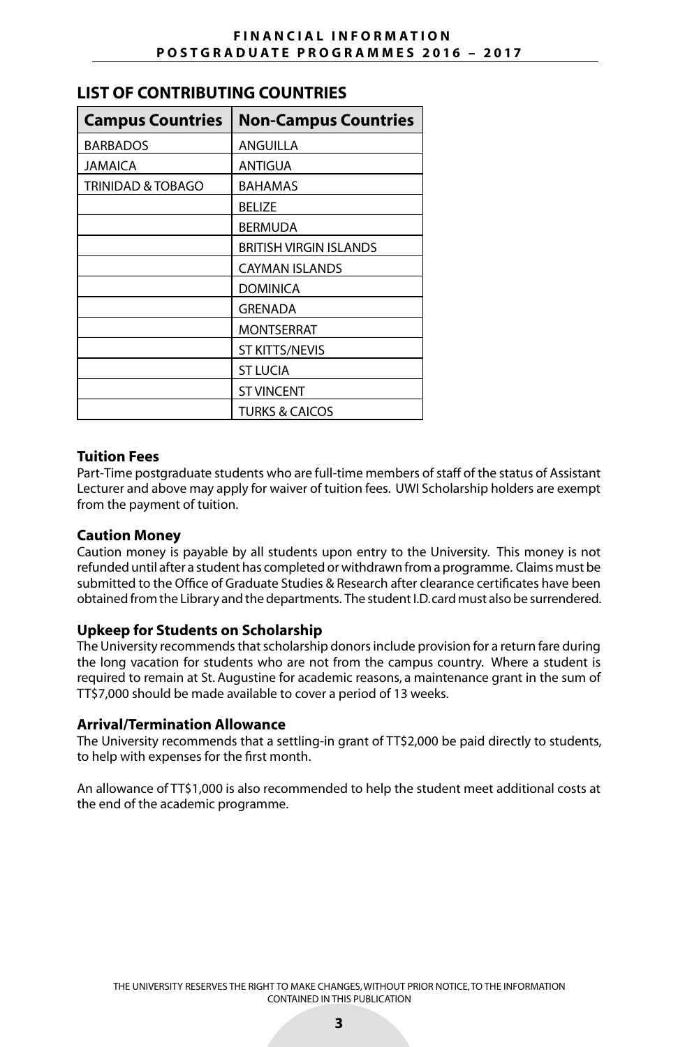## LIST OF CONTRIBUTING COUNTRIES

| Campus Countries | Non-Campus Countries |
| --- | --- |
| BARBADOS | ANGUILLA |
| JAMAICA | ANTIGUA |
| TRINIDAD & TOBAGO | BAHAMAS |
| | BELIZE |
| | BERMUDA |
| | BRITISH VIRGIN ISLANDS |
| | CAYMAN ISLANDS |
| | DOMINICA |
| | GRENADA |
| | MONTSERRAT |
| | ST KITTS/NEVIS |
| | ST LUCIA |
| | ST VINCENT |
| | TURKS & CAICOS |

### Tuition Fees

Part-Time postgraduate students who are full-time members of staff of the status of Assistant Lecturer and above may apply for waiver of tuition fees. UWI Scholarship holders are exempt from the payment of tuition.

### Caution Money

Caution money is payable by all students upon entry to the University. This money is not refunded until after a student has completed or withdrawn from a programme. Claims must be submitted to the Office of Graduate Studies & Research after clearance certificates have been obtained from the Library and the departments. The student I.D. card must also be surrendered.

### Upkeep for Students on Scholarship

The University recommends that scholarship donors include provision for a return fare during the long vacation for students who are not from the campus country. Where a student is required to remain at St. Augustine for academic reasons, a maintenance grant in the sum of TT$7,000 should be made available to cover a period of 13 weeks.

### Arrival/Termination Allowance

The University recommends that a settling-in grant of TT$2,000 be paid directly to students, to help with expenses for the first month.

An allowance of TT$1,000 is also recommended to help the student meet additional costs at the end of the academic programme.

THE UNIVERSITY RESERVES THE RIGHT TO MAKE CHANGES, WITHOUT PRIOR NOTICE, TO THE INFORMATION CONTAINED IN THIS PUBLICATION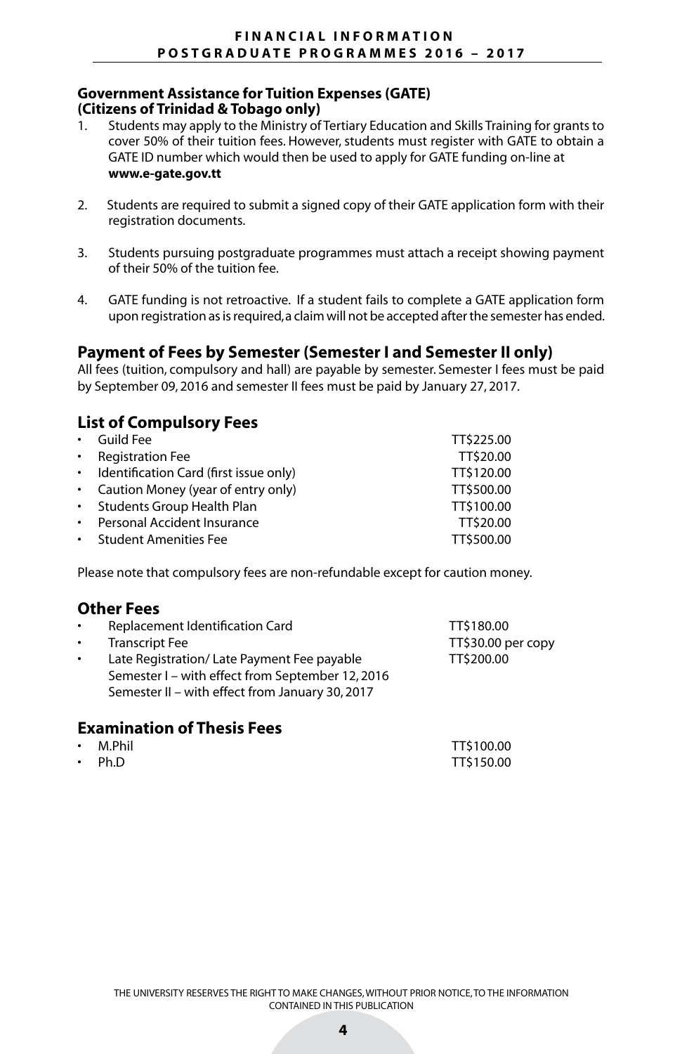### Government Assistance for Tuition Expenses (GATE) (Citizens of Trinidad & Tobago only)

1. Students may apply to the Ministry of Tertiary Education and Skills Training for grants to cover 50% of their tuition fees. However, students must register with GATE to obtain a GATE ID number which would then be used to apply for GATE funding on-line at **www.e-gate.gov.tt**

2. Students are required to submit a signed copy of their GATE application form with their registration documents.

3. Students pursuing postgraduate programmes must attach a receipt showing payment of their 50% of the tuition fee.

4. GATE funding is not retroactive. If a student fails to complete a GATE application form upon registration as is required, a claim will not be accepted after the semester has ended.

## Payment of Fees by Semester (Semester I and Semester II only)

All fees (tuition, compulsory and hall) are payable by semester. Semester I fees must be paid by September 09, 2016 and semester II fees must be paid by January 27, 2017.

## List of Compulsory Fees

| Fee | Amount |
|---|---|
| Guild Fee | TT$225.00 |
| Registration Fee | TT$20.00 |
| Identification Card (first issue only) | TT$120.00 |
| Caution Money (year of entry only) | TT$500.00 |
| Students Group Health Plan | TT$100.00 |
| Personal Accident Insurance | TT$20.00 |
| Student Amenities Fee | TT$500.00 |

Please note that compulsory fees are non-refundable except for caution money.

## Other Fees

| Fee | Amount |
|---|---|
| Replacement Identification Card | TT$180.00 |
| Transcript Fee | TT$30.00 per copy |
| Late Registration/ Late Payment Fee payable<br>Semester I – with effect from September 12, 2016<br>Semester II – with effect from January 30, 2017 | TT$200.00 |

## Examination of Thesis Fees

| Programme | Amount |
|---|---|
| M.Phil | TT$100.00 |
| Ph.D | TT$150.00 |

THE UNIVERSITY RESERVES THE RIGHT TO MAKE CHANGES, WITHOUT PRIOR NOTICE, TO THE INFORMATION CONTAINED IN THIS PUBLICATION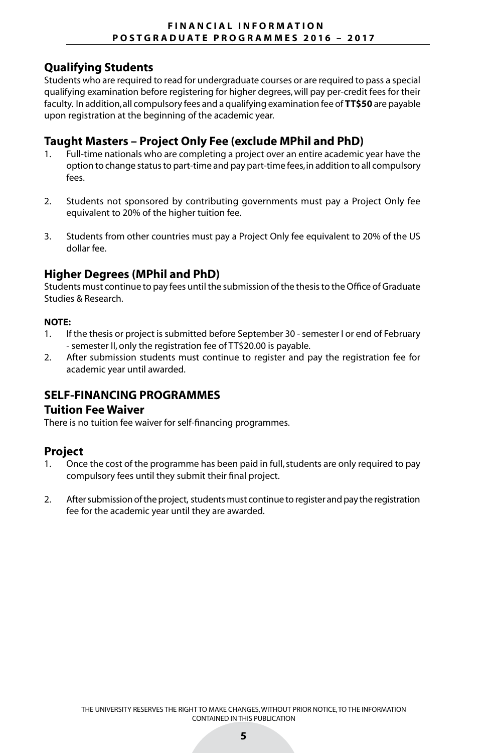## Qualifying Students

Students who are required to read for undergraduate courses or are required to pass a special qualifying examination before registering for higher degrees, will pay per-credit fees for their faculty. In addition, all compulsory fees and a qualifying examination fee of **TT$50** are payable upon registration at the beginning of the academic year.

## Taught Masters – Project Only Fee (exclude MPhil and PhD)

1. Full-time nationals who are completing a project over an entire academic year have the option to change status to part-time and pay part-time fees, in addition to all compulsory fees.

2. Students not sponsored by contributing governments must pay a Project Only fee equivalent to 20% of the higher tuition fee.

3. Students from other countries must pay a Project Only fee equivalent to 20% of the US dollar fee.

## Higher Degrees (MPhil and PhD)

Students must continue to pay fees until the submission of the thesis to the Office of Graduate Studies & Research.

**NOTE:**

1. If the thesis or project is submitted before September 30 - semester I or end of February - semester II, only the registration fee of TT$20.00 is payable.
2. After submission students must continue to register and pay the registration fee for academic year until awarded.

# SELF-FINANCING PROGRAMMES

## Tuition Fee Waiver

There is no tuition fee waiver for self-financing programmes.

## Project

1. Once the cost of the programme has been paid in full, students are only required to pay compulsory fees until they submit their final project.

2. After submission of the project, students must continue to register and pay the registration fee for the academic year until they are awarded.

THE UNIVERSITY RESERVES THE RIGHT TO MAKE CHANGES, WITHOUT PRIOR NOTICE, TO THE INFORMATION CONTAINED IN THIS PUBLICATION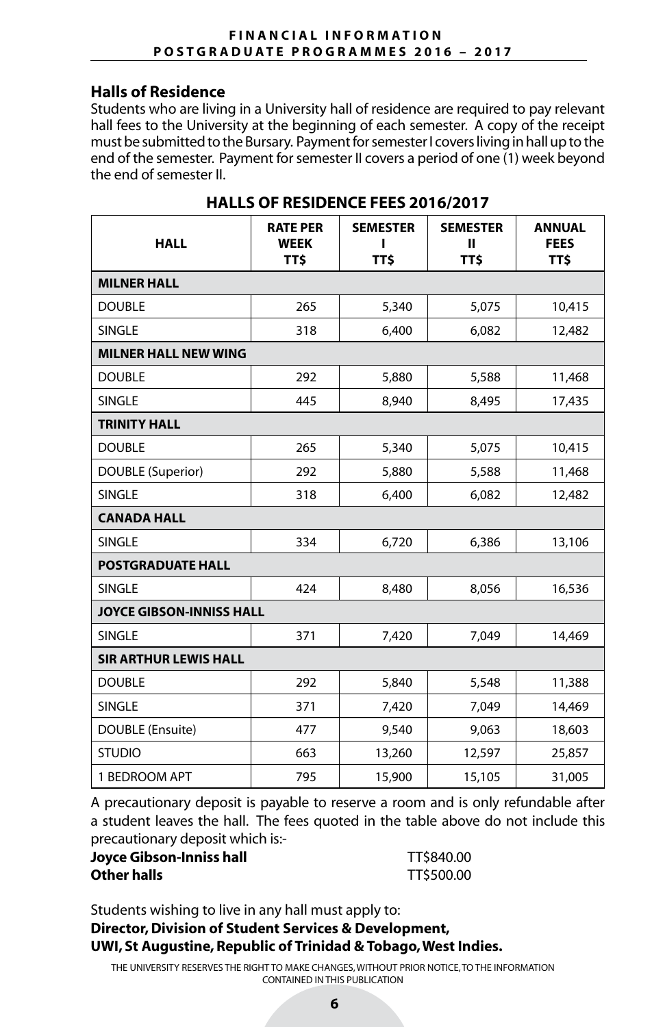## Halls of Residence

Students who are living in a University hall of residence are required to pay relevant hall fees to the University at the beginning of each semester. A copy of the receipt must be submitted to the Bursary. Payment for semester I covers living in hall up to the end of the semester. Payment for semester II covers a period of one (1) week beyond the end of semester II.

### HALLS OF RESIDENCE FEES 2016/2017

| HALL | RATE PER WEEK TT$ | SEMESTER I TT$ | SEMESTER II TT$ | ANNUAL FEES TT$ |
|---|---|---|---|---|
| **MILNER HALL** | | | | |
| DOUBLE | 265 | 5,340 | 5,075 | 10,415 |
| SINGLE | 318 | 6,400 | 6,082 | 12,482 |
| **MILNER HALL NEW WING** | | | | |
| DOUBLE | 292 | 5,880 | 5,588 | 11,468 |
| SINGLE | 445 | 8,940 | 8,495 | 17,435 |
| **TRINITY HALL** | | | | |
| DOUBLE | 265 | 5,340 | 5,075 | 10,415 |
| DOUBLE (Superior) | 292 | 5,880 | 5,588 | 11,468 |
| SINGLE | 318 | 6,400 | 6,082 | 12,482 |
| **CANADA HALL** | | | | |
| SINGLE | 334 | 6,720 | 6,386 | 13,106 |
| **POSTGRADUATE HALL** | | | | |
| SINGLE | 424 | 8,480 | 8,056 | 16,536 |
| **JOYCE GIBSON-INNISS HALL** | | | | |
| SINGLE | 371 | 7,420 | 7,049 | 14,469 |
| **SIR ARTHUR LEWIS HALL** | | | | |
| DOUBLE | 292 | 5,840 | 5,548 | 11,388 |
| SINGLE | 371 | 7,420 | 7,049 | 14,469 |
| DOUBLE (Ensuite) | 477 | 9,540 | 9,063 | 18,603 |
| STUDIO | 663 | 13,260 | 12,597 | 25,857 |
| 1 BEDROOM APT | 795 | 15,900 | 15,105 | 31,005 |

A precautionary deposit is payable to reserve a room and is only refundable after a student leaves the hall. The fees quoted in the table above do not include this precautionary deposit which is:-

**Joyce Gibson-Inniss hall** TT$840.00
**Other halls** TT$500.00

Students wishing to live in any hall must apply to:
**Director, Division of Student Services & Development,**
**UWI, St Augustine, Republic of Trinidad & Tobago, West Indies.**

THE UNIVERSITY RESERVES THE RIGHT TO MAKE CHANGES, WITHOUT PRIOR NOTICE, TO THE INFORMATION CONTAINED IN THIS PUBLICATION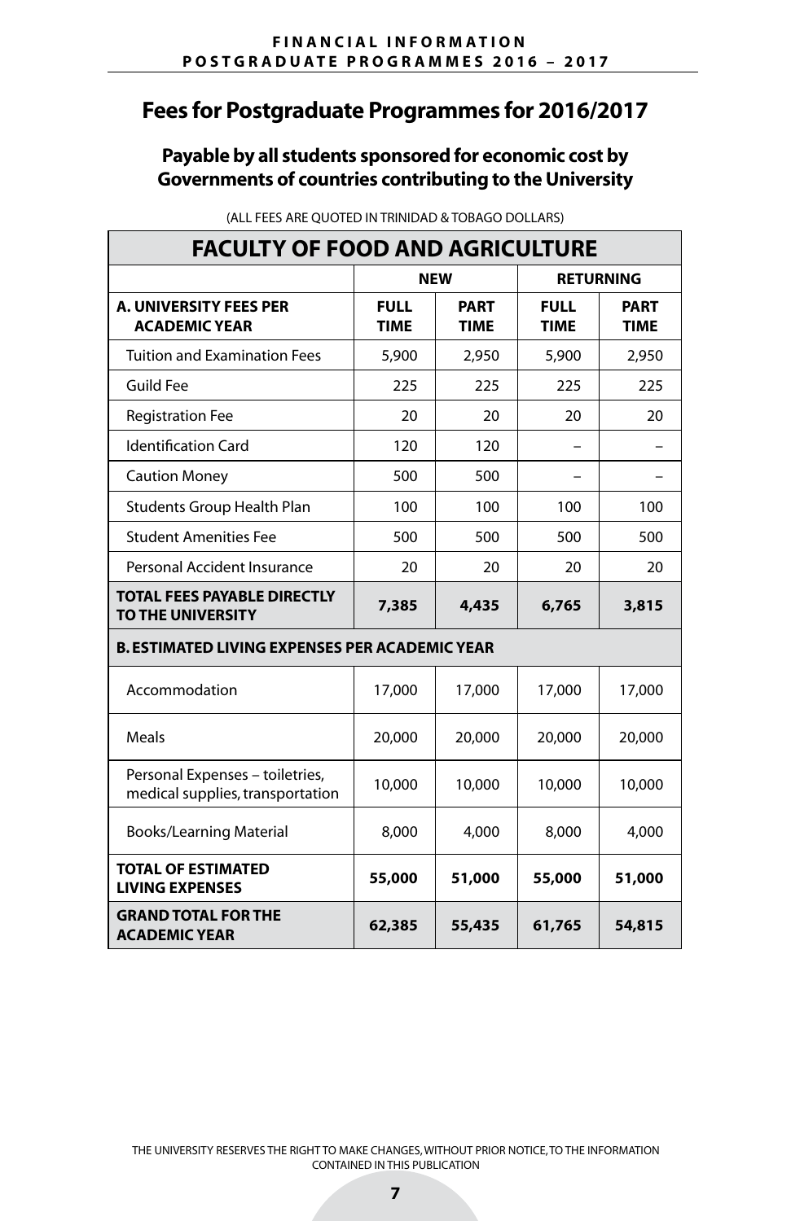# Fees for Postgraduate Programmes for 2016/2017

### Payable by all students sponsored for economic cost by Governments of countries contributing to the University

(ALL FEES ARE QUOTED IN TRINIDAD & TOBAGO DOLLARS)

| FACULTY OF FOOD AND AGRICULTURE | | | | |
|---|---|---|---|---|
| | NEW | | RETURNING | |
| **A. UNIVERSITY FEES PER ACADEMIC YEAR** | **FULL TIME** | **PART TIME** | **FULL TIME** | **PART TIME** |
| Tuition and Examination Fees | 5,900 | 2,950 | 5,900 | 2,950 |
| Guild Fee | 225 | 225 | 225 | 225 |
| Registration Fee | 20 | 20 | 20 | 20 |
| Identification Card | 120 | 120 | – | – |
| Caution Money | 500 | 500 | – | – |
| Students Group Health Plan | 100 | 100 | 100 | 100 |
| Student Amenities Fee | 500 | 500 | 500 | 500 |
| Personal Accident Insurance | 20 | 20 | 20 | 20 |
| **TOTAL FEES PAYABLE DIRECTLY TO THE UNIVERSITY** | **7,385** | **4,435** | **6,765** | **3,815** |
| **B. ESTIMATED LIVING EXPENSES PER ACADEMIC YEAR** | | | | |
| Accommodation | 17,000 | 17,000 | 17,000 | 17,000 |
| Meals | 20,000 | 20,000 | 20,000 | 20,000 |
| Personal Expenses – toiletries, medical supplies, transportation | 10,000 | 10,000 | 10,000 | 10,000 |
| Books/Learning Material | 8,000 | 4,000 | 8,000 | 4,000 |
| **TOTAL OF ESTIMATED LIVING EXPENSES** | **55,000** | **51,000** | **55,000** | **51,000** |
| **GRAND TOTAL FOR THE ACADEMIC YEAR** | **62,385** | **55,435** | **61,765** | **54,815** |

THE UNIVERSITY RESERVES THE RIGHT TO MAKE CHANGES, WITHOUT PRIOR NOTICE, TO THE INFORMATION CONTAINED IN THIS PUBLICATION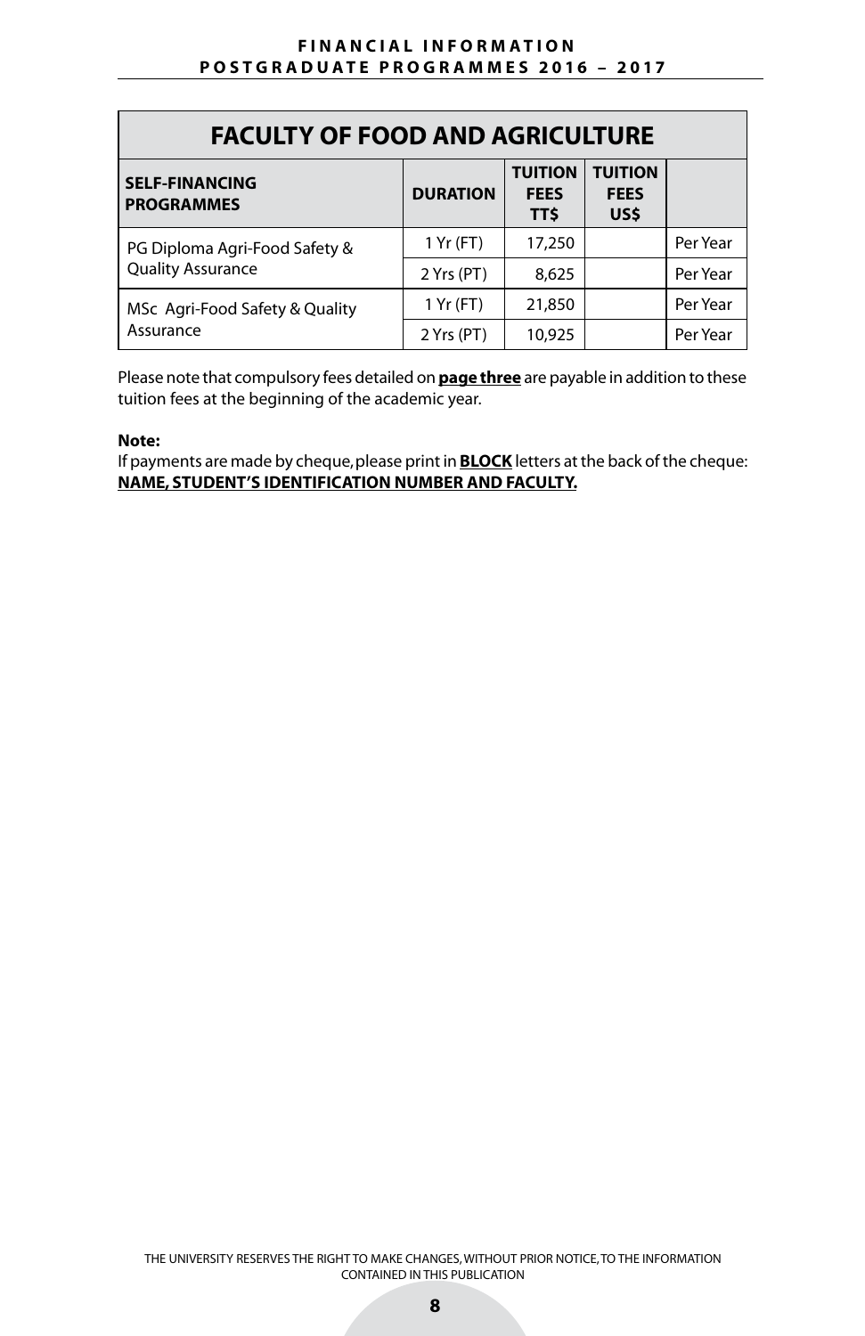## FACULTY OF FOOD AND AGRICULTURE

| SELF-FINANCING PROGRAMMES | DURATION | TUITION FEES TT$ | TUITION FEES US$ | |
|---|---|---|---|---|
| PG Diploma Agri-Food Safety & Quality Assurance | 1 Yr (FT) | 17,250 | | Per Year |
| | 2 Yrs (PT) | 8,625 | | Per Year |
| MSc Agri-Food Safety & Quality Assurance | 1 Yr (FT) | 21,850 | | Per Year |
| | 2 Yrs (PT) | 10,925 | | Per Year |

Please note that compulsory fees detailed on **page three** are payable in addition to these tuition fees at the beginning of the academic year.

**Note:**
If payments are made by cheque, please print in **BLOCK** letters at the back of the cheque: **NAME, STUDENT'S IDENTIFICATION NUMBER AND FACULTY.**

THE UNIVERSITY RESERVES THE RIGHT TO MAKE CHANGES, WITHOUT PRIOR NOTICE, TO THE INFORMATION CONTAINED IN THIS PUBLICATION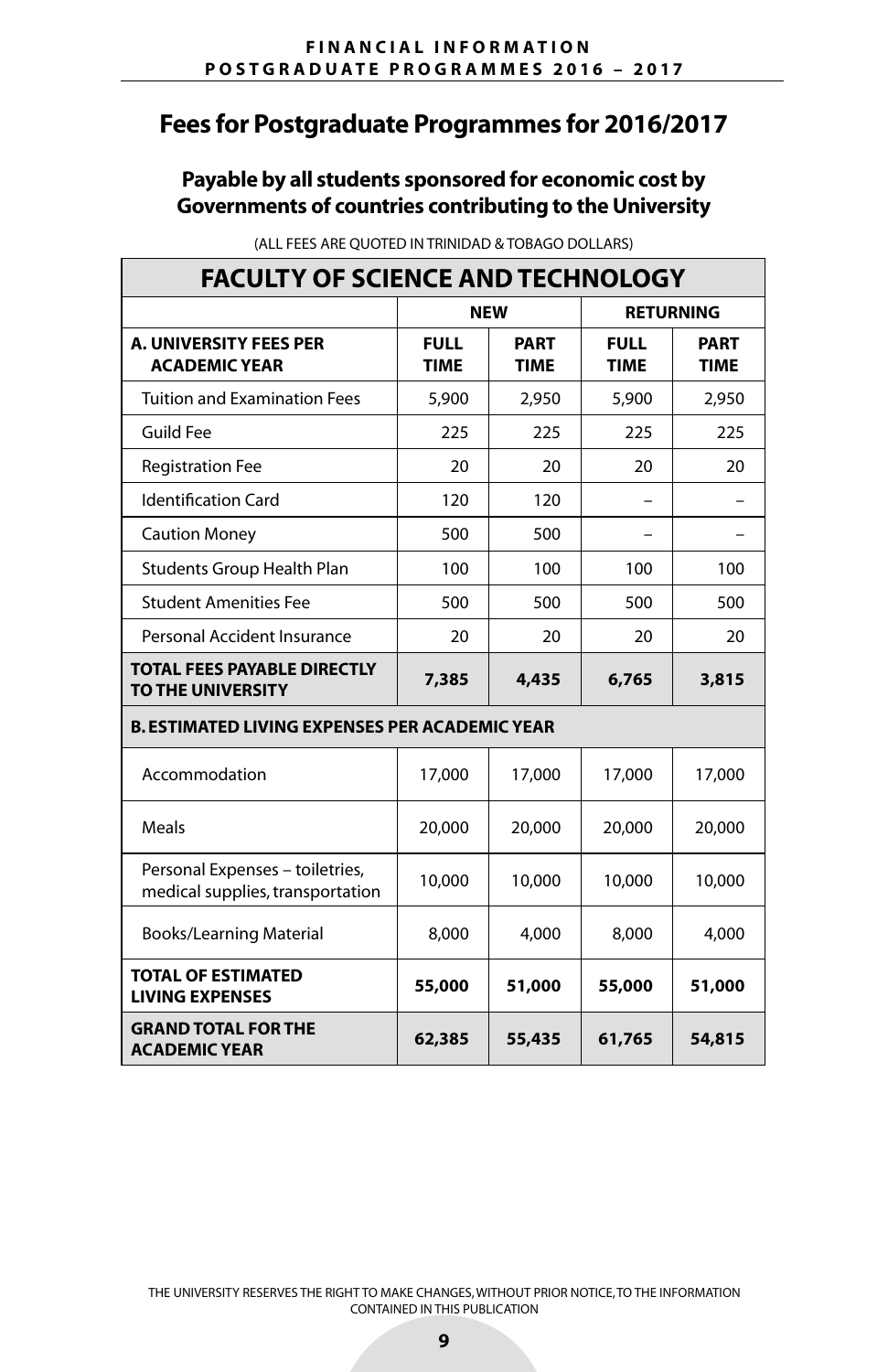# Fees for Postgraduate Programmes for 2016/2017

## Payable by all students sponsored for economic cost by Governments of countries contributing to the University

(ALL FEES ARE QUOTED IN TRINIDAD & TOBAGO DOLLARS)

| FACULTY OF SCIENCE AND TECHNOLOGY | | | | |
|---|---|---|---|---|
| | **NEW** | | **RETURNING** | |
| **A. UNIVERSITY FEES PER ACADEMIC YEAR** | **FULL TIME** | **PART TIME** | **FULL TIME** | **PART TIME** |
| Tuition and Examination Fees | 5,900 | 2,950 | 5,900 | 2,950 |
| Guild Fee | 225 | 225 | 225 | 225 |
| Registration Fee | 20 | 20 | 20 | 20 |
| Identification Card | 120 | 120 | – | – |
| Caution Money | 500 | 500 | – | – |
| Students Group Health Plan | 100 | 100 | 100 | 100 |
| Student Amenities Fee | 500 | 500 | 500 | 500 |
| Personal Accident Insurance | 20 | 20 | 20 | 20 |
| **TOTAL FEES PAYABLE DIRECTLY TO THE UNIVERSITY** | **7,385** | **4,435** | **6,765** | **3,815** |
| **B. ESTIMATED LIVING EXPENSES PER ACADEMIC YEAR** | | | | |
| Accommodation | 17,000 | 17,000 | 17,000 | 17,000 |
| Meals | 20,000 | 20,000 | 20,000 | 20,000 |
| Personal Expenses – toiletries, medical supplies, transportation | 10,000 | 10,000 | 10,000 | 10,000 |
| Books/Learning Material | 8,000 | 4,000 | 8,000 | 4,000 |
| **TOTAL OF ESTIMATED LIVING EXPENSES** | **55,000** | **51,000** | **55,000** | **51,000** |
| **GRAND TOTAL FOR THE ACADEMIC YEAR** | **62,385** | **55,435** | **61,765** | **54,815** |

THE UNIVERSITY RESERVES THE RIGHT TO MAKE CHANGES, WITHOUT PRIOR NOTICE, TO THE INFORMATION CONTAINED IN THIS PUBLICATION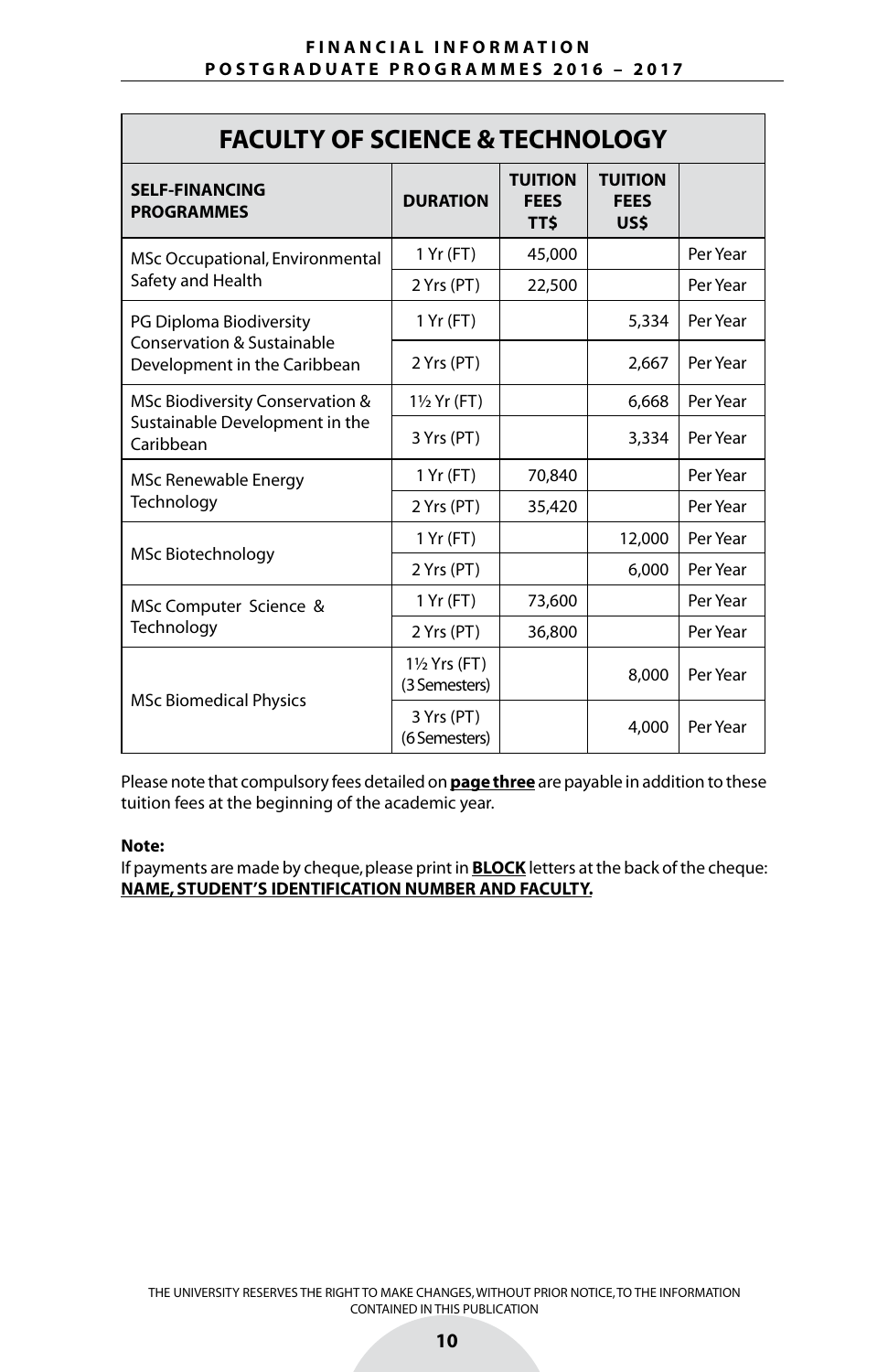## FACULTY OF SCIENCE & TECHNOLOGY

| SELF-FINANCING PROGRAMMES | DURATION | TUITION FEES TT$ | TUITION FEES US$ | |
|---|---|---|---|---|
| MSc Occupational, Environmental Safety and Health | 1 Yr (FT) | 45,000 | | Per Year |
| | 2 Yrs (PT) | 22,500 | | Per Year |
| PG Diploma Biodiversity Conservation & Sustainable Development in the Caribbean | 1 Yr (FT) | | 5,334 | Per Year |
| | 2 Yrs (PT) | | 2,667 | Per Year |
| MSc Biodiversity Conservation & Sustainable Development in the Caribbean | 1½ Yr (FT) | | 6,668 | Per Year |
| | 3 Yrs (PT) | | 3,334 | Per Year |
| MSc Renewable Energy Technology | 1 Yr (FT) | 70,840 | | Per Year |
| | 2 Yrs (PT) | 35,420 | | Per Year |
| MSc Biotechnology | 1 Yr (FT) | | 12,000 | Per Year |
| | 2 Yrs (PT) | | 6,000 | Per Year |
| MSc Computer Science & Technology | 1 Yr (FT) | 73,600 | | Per Year |
| | 2 Yrs (PT) | 36,800 | | Per Year |
| MSc Biomedical Physics | 1½ Yrs (FT) (3 Semesters) | | 8,000 | Per Year |
| | 3 Yrs (PT) (6 Semesters) | | 4,000 | Per Year |

Please note that compulsory fees detailed on **page three** are payable in addition to these tuition fees at the beginning of the academic year.

**Note:**
If payments are made by cheque, please print in **BLOCK** letters at the back of the cheque: **NAME, STUDENT'S IDENTIFICATION NUMBER AND FACULTY.**

THE UNIVERSITY RESERVES THE RIGHT TO MAKE CHANGES, WITHOUT PRIOR NOTICE, TO THE INFORMATION CONTAINED IN THIS PUBLICATION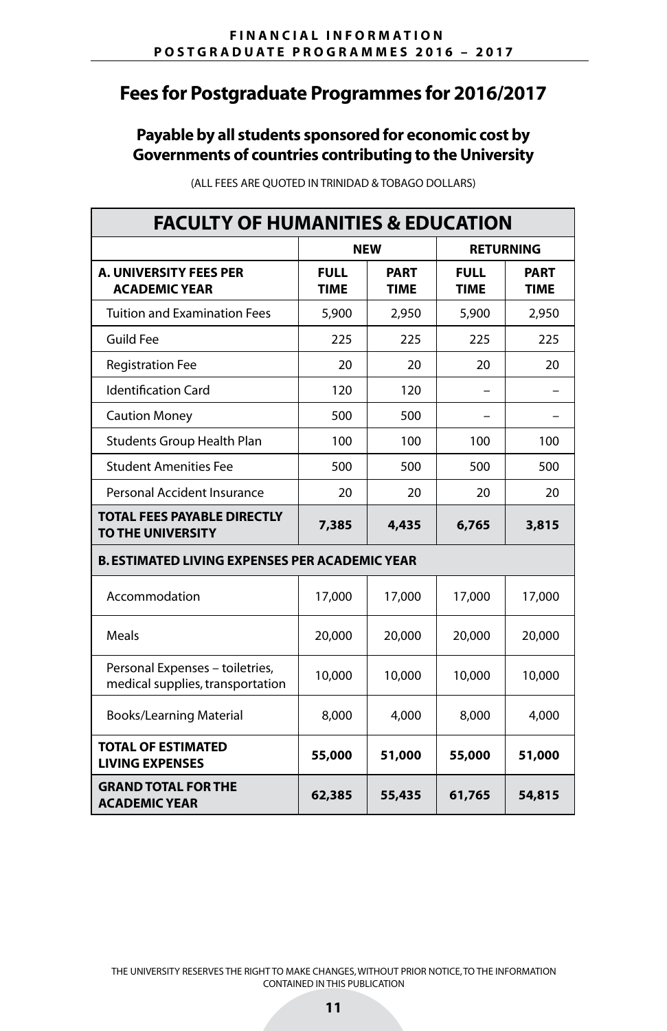## Fees for Postgraduate Programmes for 2016/2017

### Payable by all students sponsored for economic cost by Governments of countries contributing to the University

(ALL FEES ARE QUOTED IN TRINIDAD & TOBAGO DOLLARS)

| FACULTY OF HUMANITIES & EDUCATION | | | | |
|---|---|---|---|---|
| | NEW | | RETURNING | |
| **A. UNIVERSITY FEES PER ACADEMIC YEAR** | **FULL TIME** | **PART TIME** | **FULL TIME** | **PART TIME** |
| Tuition and Examination Fees | 5,900 | 2,950 | 5,900 | 2,950 |
| Guild Fee | 225 | 225 | 225 | 225 |
| Registration Fee | 20 | 20 | 20 | 20 |
| Identification Card | 120 | 120 | – | – |
| Caution Money | 500 | 500 | – | – |
| Students Group Health Plan | 100 | 100 | 100 | 100 |
| Student Amenities Fee | 500 | 500 | 500 | 500 |
| Personal Accident Insurance | 20 | 20 | 20 | 20 |
| **TOTAL FEES PAYABLE DIRECTLY TO THE UNIVERSITY** | **7,385** | **4,435** | **6,765** | **3,815** |
| **B. ESTIMATED LIVING EXPENSES PER ACADEMIC YEAR** | | | | |
| Accommodation | 17,000 | 17,000 | 17,000 | 17,000 |
| Meals | 20,000 | 20,000 | 20,000 | 20,000 |
| Personal Expenses – toiletries, medical supplies, transportation | 10,000 | 10,000 | 10,000 | 10,000 |
| Books/Learning Material | 8,000 | 4,000 | 8,000 | 4,000 |
| **TOTAL OF ESTIMATED LIVING EXPENSES** | **55,000** | **51,000** | **55,000** | **51,000** |
| **GRAND TOTAL FOR THE ACADEMIC YEAR** | **62,385** | **55,435** | **61,765** | **54,815** |

THE UNIVERSITY RESERVES THE RIGHT TO MAKE CHANGES, WITHOUT PRIOR NOTICE, TO THE INFORMATION CONTAINED IN THIS PUBLICATION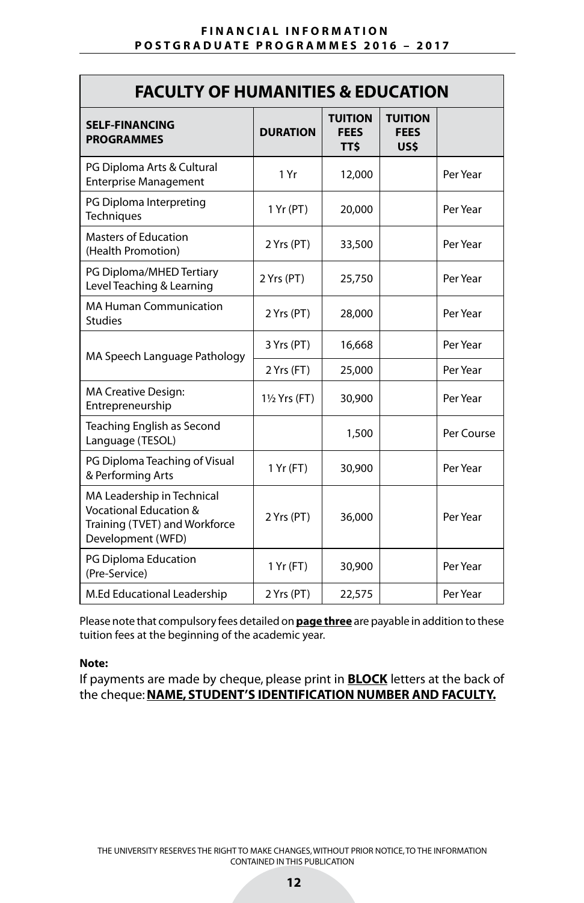## FACULTY OF HUMANITIES & EDUCATION

| SELF-FINANCING PROGRAMMES | DURATION | TUITION FEES TT$ | TUITION FEES US$ | |
|---|---|---|---|---|
| PG Diploma Arts & Cultural Enterprise Management | 1 Yr | 12,000 | | Per Year |
| PG Diploma Interpreting Techniques | 1 Yr (PT) | 20,000 | | Per Year |
| Masters of Education (Health Promotion) | 2 Yrs (PT) | 33,500 | | Per Year |
| PG Diploma/MHED Tertiary Level Teaching & Learning | 2 Yrs (PT) | 25,750 | | Per Year |
| MA Human Communication Studies | 2 Yrs (PT) | 28,000 | | Per Year |
| MA Speech Language Pathology | 3 Yrs (PT) | 16,668 | | Per Year |
| | 2 Yrs (FT) | 25,000 | | Per Year |
| MA Creative Design: Entrepreneurship | 1½ Yrs (FT) | 30,900 | | Per Year |
| Teaching English as Second Language (TESOL) | | 1,500 | | Per Course |
| PG Diploma Teaching of Visual & Performing Arts | 1 Yr (FT) | 30,900 | | Per Year |
| MA Leadership in Technical Vocational Education & Training (TVET) and Workforce Development (WFD) | 2 Yrs (PT) | 36,000 | | Per Year |
| PG Diploma Education (Pre-Service) | 1 Yr (FT) | 30,900 | | Per Year |
| M.Ed Educational Leadership | 2 Yrs (PT) | 22,575 | | Per Year |

Please note that compulsory fees detailed on **page three** are payable in addition to these tuition fees at the beginning of the academic year.

**Note:**

If payments are made by cheque, please print in **BLOCK** letters at the back of the cheque: **NAME, STUDENT'S IDENTIFICATION NUMBER AND FACULTY.**

THE UNIVERSITY RESERVES THE RIGHT TO MAKE CHANGES, WITHOUT PRIOR NOTICE, TO THE INFORMATION CONTAINED IN THIS PUBLICATION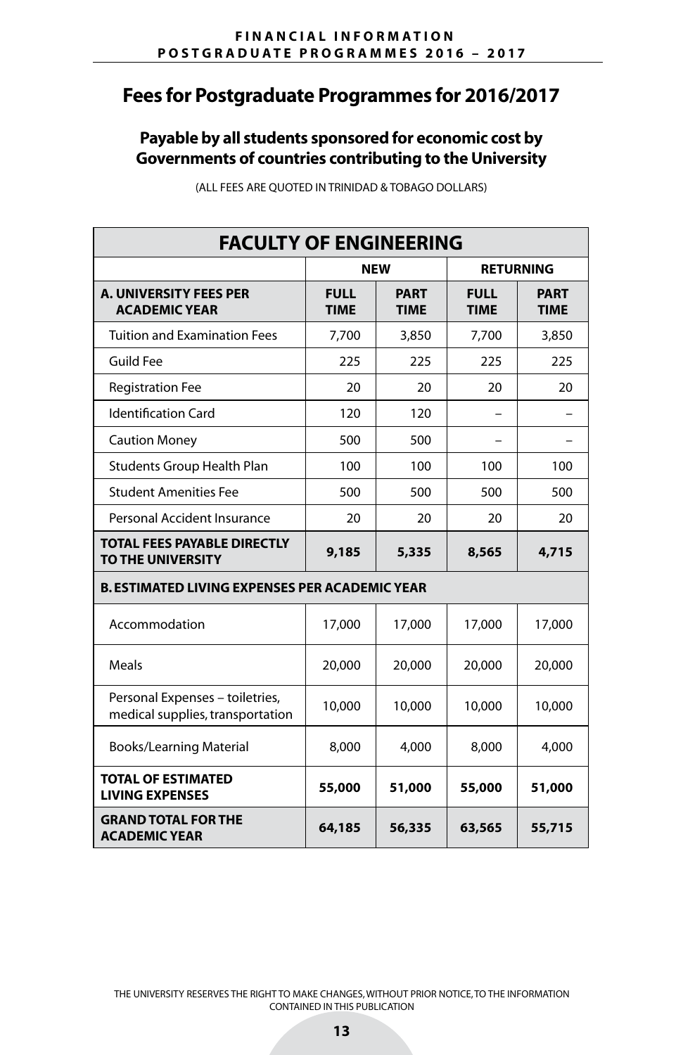# Fees for Postgraduate Programmes for 2016/2017

## Payable by all students sponsored for economic cost by Governments of countries contributing to the University

(ALL FEES ARE QUOTED IN TRINIDAD & TOBAGO DOLLARS)

| FACULTY OF ENGINEERING | | | | |
|---|---|---|---|---|
| | NEW | | RETURNING | |
| **A. UNIVERSITY FEES PER ACADEMIC YEAR** | **FULL TIME** | **PART TIME** | **FULL TIME** | **PART TIME** |
| Tuition and Examination Fees | 7,700 | 3,850 | 7,700 | 3,850 |
| Guild Fee | 225 | 225 | 225 | 225 |
| Registration Fee | 20 | 20 | 20 | 20 |
| Identification Card | 120 | 120 | – | – |
| Caution Money | 500 | 500 | – | – |
| Students Group Health Plan | 100 | 100 | 100 | 100 |
| Student Amenities Fee | 500 | 500 | 500 | 500 |
| Personal Accident Insurance | 20 | 20 | 20 | 20 |
| **TOTAL FEES PAYABLE DIRECTLY TO THE UNIVERSITY** | **9,185** | **5,335** | **8,565** | **4,715** |
| **B. ESTIMATED LIVING EXPENSES PER ACADEMIC YEAR** | | | | |
| Accommodation | 17,000 | 17,000 | 17,000 | 17,000 |
| Meals | 20,000 | 20,000 | 20,000 | 20,000 |
| Personal Expenses – toiletries, medical supplies, transportation | 10,000 | 10,000 | 10,000 | 10,000 |
| Books/Learning Material | 8,000 | 4,000 | 8,000 | 4,000 |
| **TOTAL OF ESTIMATED LIVING EXPENSES** | **55,000** | **51,000** | **55,000** | **51,000** |
| **GRAND TOTAL FOR THE ACADEMIC YEAR** | **64,185** | **56,335** | **63,565** | **55,715** |

THE UNIVERSITY RESERVES THE RIGHT TO MAKE CHANGES, WITHOUT PRIOR NOTICE, TO THE INFORMATION CONTAINED IN THIS PUBLICATION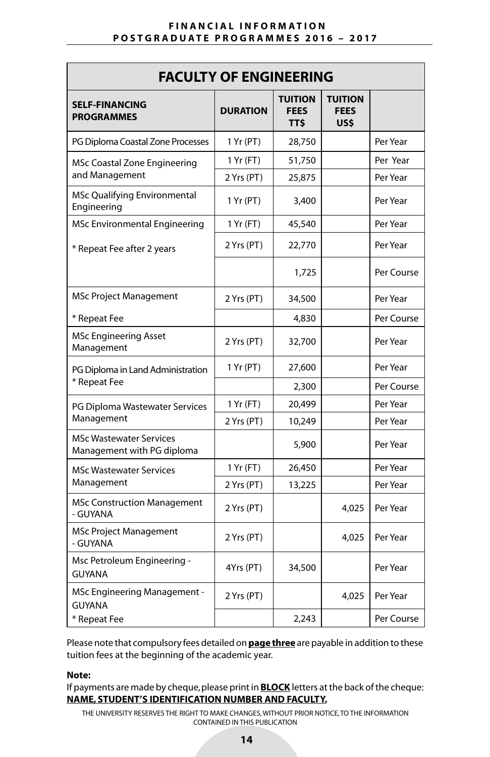## FACULTY OF ENGINEERING

| SELF-FINANCING PROGRAMMES | DURATION | TUITION FEES TT$ | TUITION FEES US$ | |
|---|---|---|---|---|
| PG Diploma Coastal Zone Processes | 1 Yr (PT) | 28,750 | | Per Year |
| MSc Coastal Zone Engineering and Management | 1 Yr (FT) | 51,750 | | Per Year |
| | 2 Yrs (PT) | 25,875 | | Per Year |
| MSc Qualifying Environmental Engineering | 1 Yr (PT) | 3,400 | | Per Year |
| MSc Environmental Engineering | 1 Yr (FT) | 45,540 | | Per Year |
| * Repeat Fee after 2 years | 2 Yrs (PT) | 22,770 | | Per Year |
| | | 1,725 | | Per Course |
| MSc Project Management | 2 Yrs (PT) | 34,500 | | Per Year |
| * Repeat Fee | | 4,830 | | Per Course |
| MSc Engineering Asset Management | 2 Yrs (PT) | 32,700 | | Per Year |
| PG Diploma in Land Administration | 1 Yr (PT) | 27,600 | | Per Year |
| * Repeat Fee | | 2,300 | | Per Course |
| PG Diploma Wastewater Services Management | 1 Yr (FT) | 20,499 | | Per Year |
| | 2 Yrs (PT) | 10,249 | | Per Year |
| MSc Wastewater Services Management with PG diploma | | 5,900 | | Per Year |
| MSc Wastewater Services Management | 1 Yr (FT) | 26,450 | | Per Year |
| | 2 Yrs (PT) | 13,225 | | Per Year |
| MSc Construction Management - GUYANA | 2 Yrs (PT) | | 4,025 | Per Year |
| MSc Project Management - GUYANA | 2 Yrs (PT) | | 4,025 | Per Year |
| Msc Petroleum Engineering - GUYANA | 4Yrs (PT) | 34,500 | | Per Year |
| MSc Engineering Management - GUYANA | 2 Yrs (PT) | | 4,025 | Per Year |
| * Repeat Fee | | 2,243 | | Per Course |

Please note that compulsory fees detailed on **page three** are payable in addition to these tuition fees at the beginning of the academic year.

**Note:**

If payments are made by cheque, please print in **BLOCK** letters at the back of the cheque: **NAME, STUDENT'S IDENTIFICATION NUMBER AND FACULTY.**

THE UNIVERSITY RESERVES THE RIGHT TO MAKE CHANGES, WITHOUT PRIOR NOTICE, TO THE INFORMATION CONTAINED IN THIS PUBLICATION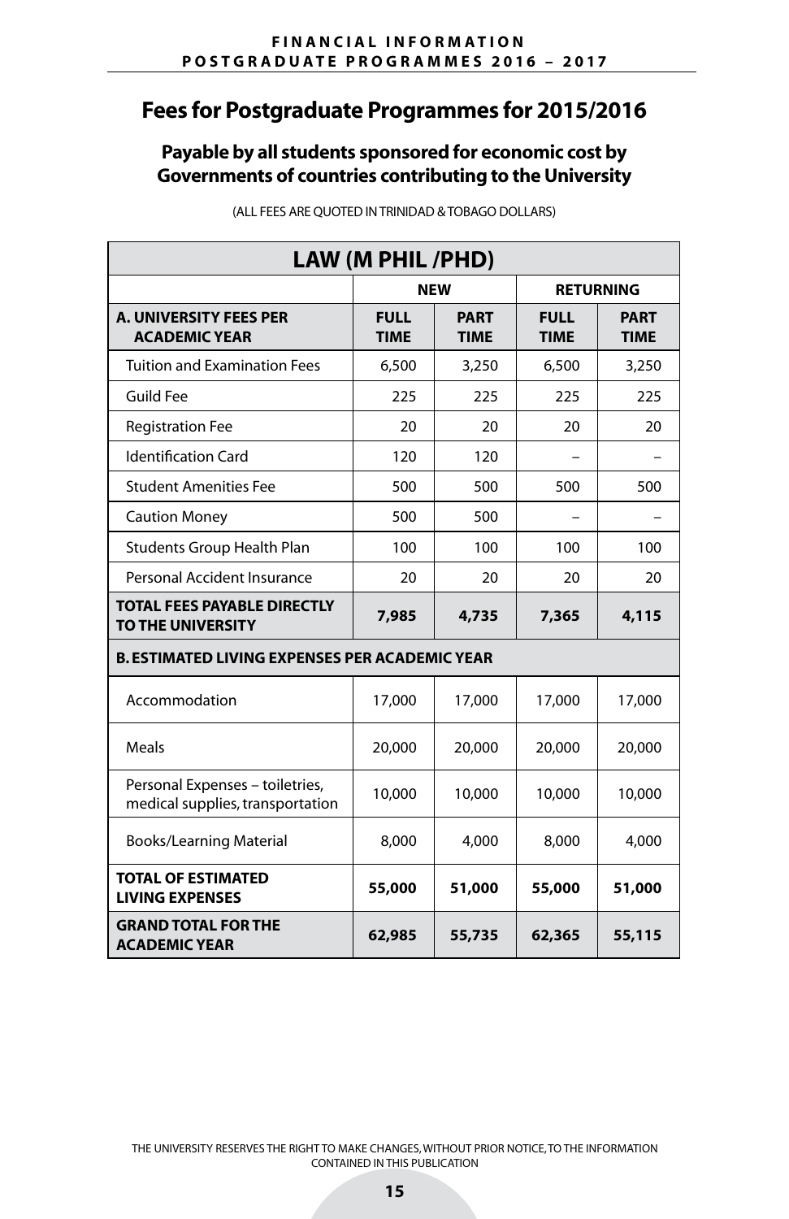# Fees for Postgraduate Programmes for 2015/2016

## Payable by all students sponsored for economic cost by Governments of countries contributing to the University

(ALL FEES ARE QUOTED IN TRINIDAD & TOBAGO DOLLARS)

| LAW (M PHIL /PHD) | | | | |
|---|---|---|---|---|
| | NEW | | RETURNING | |
| **A. UNIVERSITY FEES PER ACADEMIC YEAR** | **FULL TIME** | **PART TIME** | **FULL TIME** | **PART TIME** |
| Tuition and Examination Fees | 6,500 | 3,250 | 6,500 | 3,250 |
| Guild Fee | 225 | 225 | 225 | 225 |
| Registration Fee | 20 | 20 | 20 | 20 |
| Identification Card | 120 | 120 | – | – |
| Student Amenities Fee | 500 | 500 | 500 | 500 |
| Caution Money | 500 | 500 | – | – |
| Students Group Health Plan | 100 | 100 | 100 | 100 |
| Personal Accident Insurance | 20 | 20 | 20 | 20 |
| **TOTAL FEES PAYABLE DIRECTLY TO THE UNIVERSITY** | **7,985** | **4,735** | **7,365** | **4,115** |
| **B. ESTIMATED LIVING EXPENSES PER ACADEMIC YEAR** | | | | |
| Accommodation | 17,000 | 17,000 | 17,000 | 17,000 |
| Meals | 20,000 | 20,000 | 20,000 | 20,000 |
| Personal Expenses – toiletries, medical supplies, transportation | 10,000 | 10,000 | 10,000 | 10,000 |
| Books/Learning Material | 8,000 | 4,000 | 8,000 | 4,000 |
| **TOTAL OF ESTIMATED LIVING EXPENSES** | **55,000** | **51,000** | **55,000** | **51,000** |
| **GRAND TOTAL FOR THE ACADEMIC YEAR** | **62,985** | **55,735** | **62,365** | **55,115** |

THE UNIVERSITY RESERVES THE RIGHT TO MAKE CHANGES, WITHOUT PRIOR NOTICE, TO THE INFORMATION CONTAINED IN THIS PUBLICATION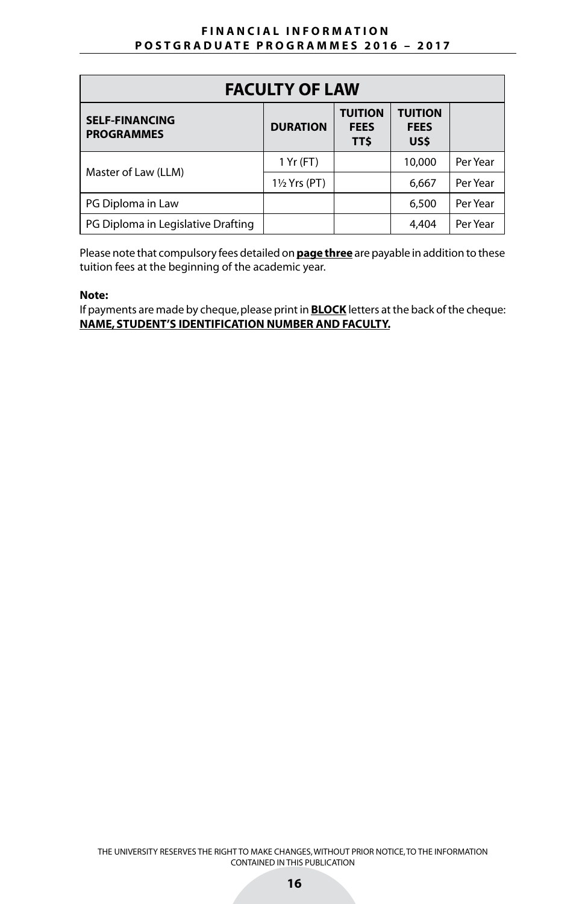## FACULTY OF LAW

| SELF-FINANCING PROGRAMMES | DURATION | TUITION FEES TT$ | TUITION FEES US$ | |
|---|---|---|---|---|
| Master of Law (LLM) | 1 Yr (FT) | | 10,000 | Per Year |
| | 1½ Yrs (PT) | | 6,667 | Per Year |
| PG Diploma in Law | | | 6,500 | Per Year |
| PG Diploma in Legislative Drafting | | | 4,404 | Per Year |

Please note that compulsory fees detailed on **page three** are payable in addition to these tuition fees at the beginning of the academic year.

**Note:**
If payments are made by cheque, please print in **BLOCK** letters at the back of the cheque: **NAME, STUDENT'S IDENTIFICATION NUMBER AND FACULTY.**

THE UNIVERSITY RESERVES THE RIGHT TO MAKE CHANGES, WITHOUT PRIOR NOTICE, TO THE INFORMATION CONTAINED IN THIS PUBLICATION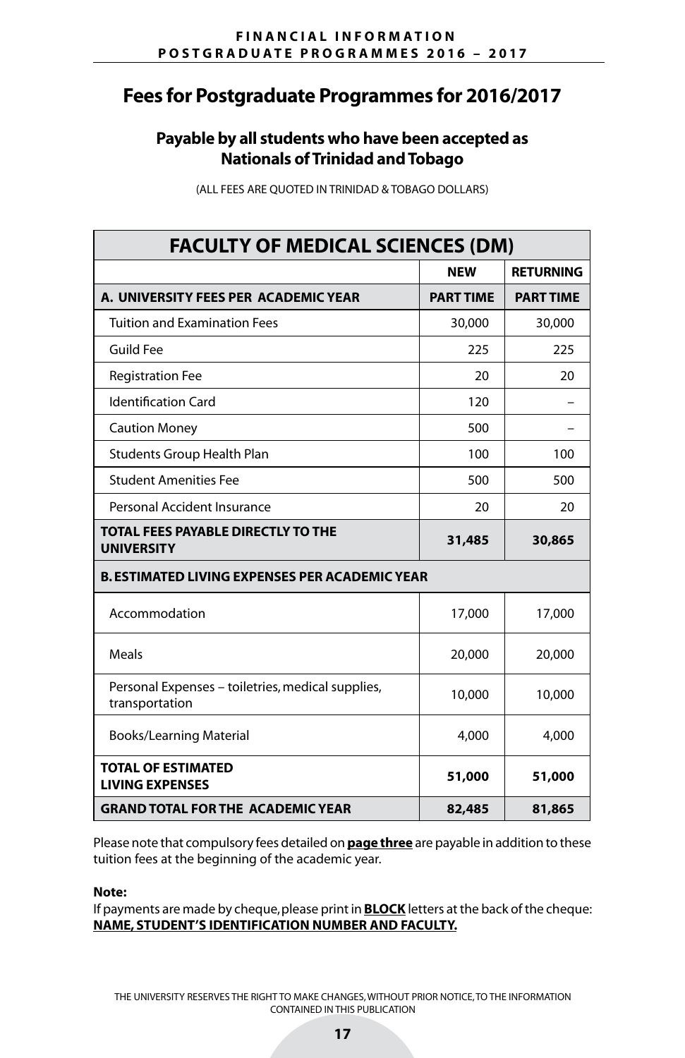# Fees for Postgraduate Programmes for 2016/2017

## Payable by all students who have been accepted as Nationals of Trinidad and Tobago

(ALL FEES ARE QUOTED IN TRINIDAD & TOBAGO DOLLARS)

| FACULTY OF MEDICAL SCIENCES (DM) | | |
|---|---|---|
| | **NEW** | **RETURNING** |
| **A. UNIVERSITY FEES PER ACADEMIC YEAR** | **PART TIME** | **PART TIME** |
| Tuition and Examination Fees | 30,000 | 30,000 |
| Guild Fee | 225 | 225 |
| Registration Fee | 20 | 20 |
| Identification Card | 120 | – |
| Caution Money | 500 | – |
| Students Group Health Plan | 100 | 100 |
| Student Amenities Fee | 500 | 500 |
| Personal Accident Insurance | 20 | 20 |
| **TOTAL FEES PAYABLE DIRECTLY TO THE UNIVERSITY** | **31,485** | **30,865** |
| **B. ESTIMATED LIVING EXPENSES PER ACADEMIC YEAR** | | |
| Accommodation | 17,000 | 17,000 |
| Meals | 20,000 | 20,000 |
| Personal Expenses – toiletries, medical supplies, transportation | 10,000 | 10,000 |
| Books/Learning Material | 4,000 | 4,000 |
| **TOTAL OF ESTIMATED LIVING EXPENSES** | **51,000** | **51,000** |
| **GRAND TOTAL FOR THE ACADEMIC YEAR** | **82,485** | **81,865** |

Please note that compulsory fees detailed on **page three** are payable in addition to these tuition fees at the beginning of the academic year.

**Note:**
If payments are made by cheque, please print in **BLOCK** letters at the back of the cheque: **NAME, STUDENT'S IDENTIFICATION NUMBER AND FACULTY.**

THE UNIVERSITY RESERVES THE RIGHT TO MAKE CHANGES, WITHOUT PRIOR NOTICE, TO THE INFORMATION CONTAINED IN THIS PUBLICATION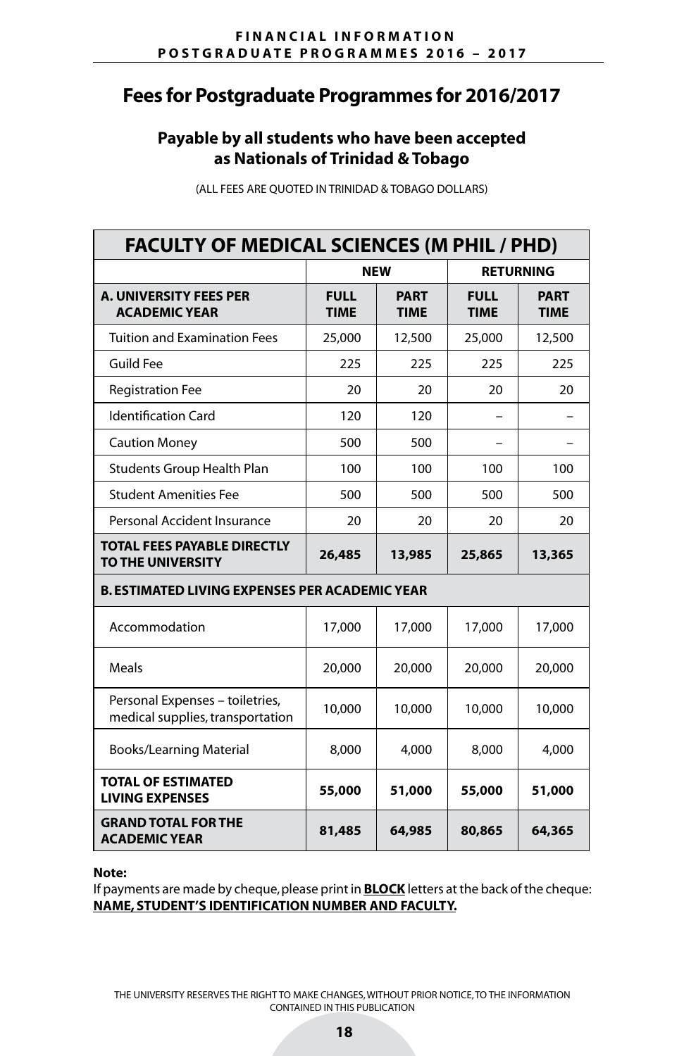# Fees for Postgraduate Programmes for 2016/2017

### Payable by all students who have been accepted as Nationals of Trinidad & Tobago

(ALL FEES ARE QUOTED IN TRINIDAD & TOBAGO DOLLARS)

| FACULTY OF MEDICAL SCIENCES (M PHIL / PHD) | | | | |
|---|---|---|---|---|
| | **NEW** | | **RETURNING** | |
| **A. UNIVERSITY FEES PER ACADEMIC YEAR** | **FULL TIME** | **PART TIME** | **FULL TIME** | **PART TIME** |
| Tuition and Examination Fees | 25,000 | 12,500 | 25,000 | 12,500 |
| Guild Fee | 225 | 225 | 225 | 225 |
| Registration Fee | 20 | 20 | 20 | 20 |
| Identification Card | 120 | 120 | – | – |
| Caution Money | 500 | 500 | – | – |
| Students Group Health Plan | 100 | 100 | 100 | 100 |
| Student Amenities Fee | 500 | 500 | 500 | 500 |
| Personal Accident Insurance | 20 | 20 | 20 | 20 |
| **TOTAL FEES PAYABLE DIRECTLY TO THE UNIVERSITY** | **26,485** | **13,985** | **25,865** | **13,365** |
| **B. ESTIMATED LIVING EXPENSES PER ACADEMIC YEAR** | | | | |
| Accommodation | 17,000 | 17,000 | 17,000 | 17,000 |
| Meals | 20,000 | 20,000 | 20,000 | 20,000 |
| Personal Expenses – toiletries, medical supplies, transportation | 10,000 | 10,000 | 10,000 | 10,000 |
| Books/Learning Material | 8,000 | 4,000 | 8,000 | 4,000 |
| **TOTAL OF ESTIMATED LIVING EXPENSES** | **55,000** | **51,000** | **55,000** | **51,000** |
| **GRAND TOTAL FOR THE ACADEMIC YEAR** | **81,485** | **64,985** | **80,865** | **64,365** |

**Note:**
If payments are made by cheque, please print in **BLOCK** letters at the back of the cheque: **NAME, STUDENT'S IDENTIFICATION NUMBER AND FACULTY.**

THE UNIVERSITY RESERVES THE RIGHT TO MAKE CHANGES, WITHOUT PRIOR NOTICE, TO THE INFORMATION CONTAINED IN THIS PUBLICATION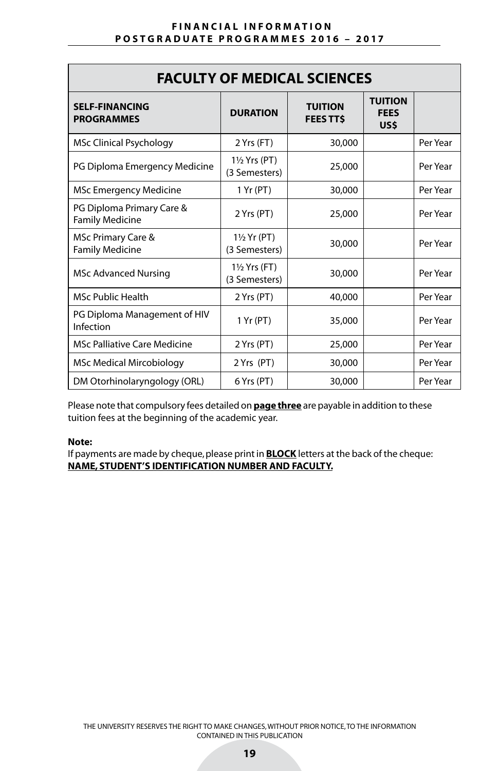## FACULTY OF MEDICAL SCIENCES

| SELF-FINANCING PROGRAMMES | DURATION | TUITION FEES TT$ | TUITION FEES US$ | |
|---|---|---|---|---|
| MSc Clinical Psychology | 2 Yrs (FT) | 30,000 | | Per Year |
| PG Diploma Emergency Medicine | 1½ Yrs (PT) (3 Semesters) | 25,000 | | Per Year |
| MSc Emergency Medicine | 1 Yr (PT) | 30,000 | | Per Year |
| PG Diploma Primary Care & Family Medicine | 2 Yrs (PT) | 25,000 | | Per Year |
| MSc Primary Care & Family Medicine | 1½ Yr (PT) (3 Semesters) | 30,000 | | Per Year |
| MSc Advanced Nursing | 1½ Yrs (FT) (3 Semesters) | 30,000 | | Per Year |
| MSc Public Health | 2 Yrs (PT) | 40,000 | | Per Year |
| PG Diploma Management of HIV Infection | 1 Yr (PT) | 35,000 | | Per Year |
| MSc Palliative Care Medicine | 2 Yrs (PT) | 25,000 | | Per Year |
| MSc Medical Mircobiology | 2 Yrs (PT) | 30,000 | | Per Year |
| DM Otorhinolaryngology (ORL) | 6 Yrs (PT) | 30,000 | | Per Year |

Please note that compulsory fees detailed on **page three** are payable in addition to these tuition fees at the beginning of the academic year.

**Note:**
If payments are made by cheque, please print in **BLOCK** letters at the back of the cheque: **NAME, STUDENT'S IDENTIFICATION NUMBER AND FACULTY.**

THE UNIVERSITY RESERVES THE RIGHT TO MAKE CHANGES, WITHOUT PRIOR NOTICE, TO THE INFORMATION CONTAINED IN THIS PUBLICATION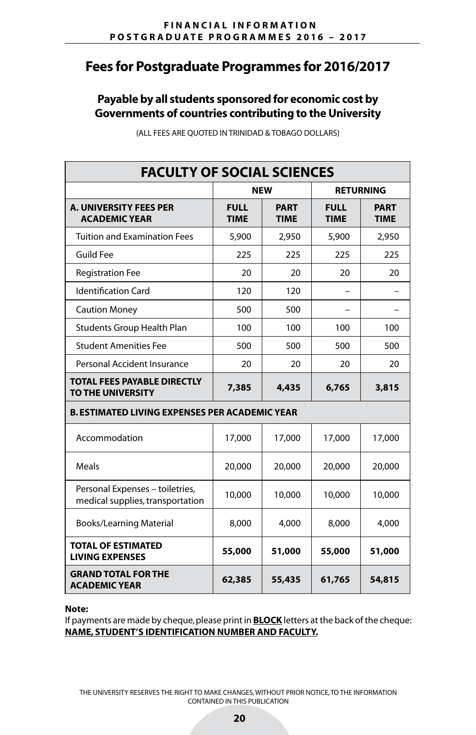# Fees for Postgraduate Programmes for 2016/2017

## Payable by all students sponsored for economic cost by Governments of countries contributing to the University

(ALL FEES ARE QUOTED IN TRINIDAD & TOBAGO DOLLARS)

| FACULTY OF SOCIAL SCIENCES | | | | |
|---|---|---|---|---|
| | **NEW** | | **RETURNING** | |
| **A. UNIVERSITY FEES PER ACADEMIC YEAR** | **FULL TIME** | **PART TIME** | **FULL TIME** | **PART TIME** |
| Tuition and Examination Fees | 5,900 | 2,950 | 5,900 | 2,950 |
| Guild Fee | 225 | 225 | 225 | 225 |
| Registration Fee | 20 | 20 | 20 | 20 |
| Identification Card | 120 | 120 | – | – |
| Caution Money | 500 | 500 | – | – |
| Students Group Health Plan | 100 | 100 | 100 | 100 |
| Student Amenities Fee | 500 | 500 | 500 | 500 |
| Personal Accident Insurance | 20 | 20 | 20 | 20 |
| **TOTAL FEES PAYABLE DIRECTLY TO THE UNIVERSITY** | **7,385** | **4,435** | **6,765** | **3,815** |
| **B. ESTIMATED LIVING EXPENSES PER ACADEMIC YEAR** | | | | |
| Accommodation | 17,000 | 17,000 | 17,000 | 17,000 |
| Meals | 20,000 | 20,000 | 20,000 | 20,000 |
| Personal Expenses – toiletries, medical supplies, transportation | 10,000 | 10,000 | 10,000 | 10,000 |
| Books/Learning Material | 8,000 | 4,000 | 8,000 | 4,000 |
| **TOTAL OF ESTIMATED LIVING EXPENSES** | **55,000** | **51,000** | **55,000** | **51,000** |
| **GRAND TOTAL FOR THE ACADEMIC YEAR** | **62,385** | **55,435** | **61,765** | **54,815** |

**Note:**
If payments are made by cheque, please print in **BLOCK** letters at the back of the cheque: **NAME, STUDENT'S IDENTIFICATION NUMBER AND FACULTY.**

THE UNIVERSITY RESERVES THE RIGHT TO MAKE CHANGES, WITHOUT PRIOR NOTICE, TO THE INFORMATION CONTAINED IN THIS PUBLICATION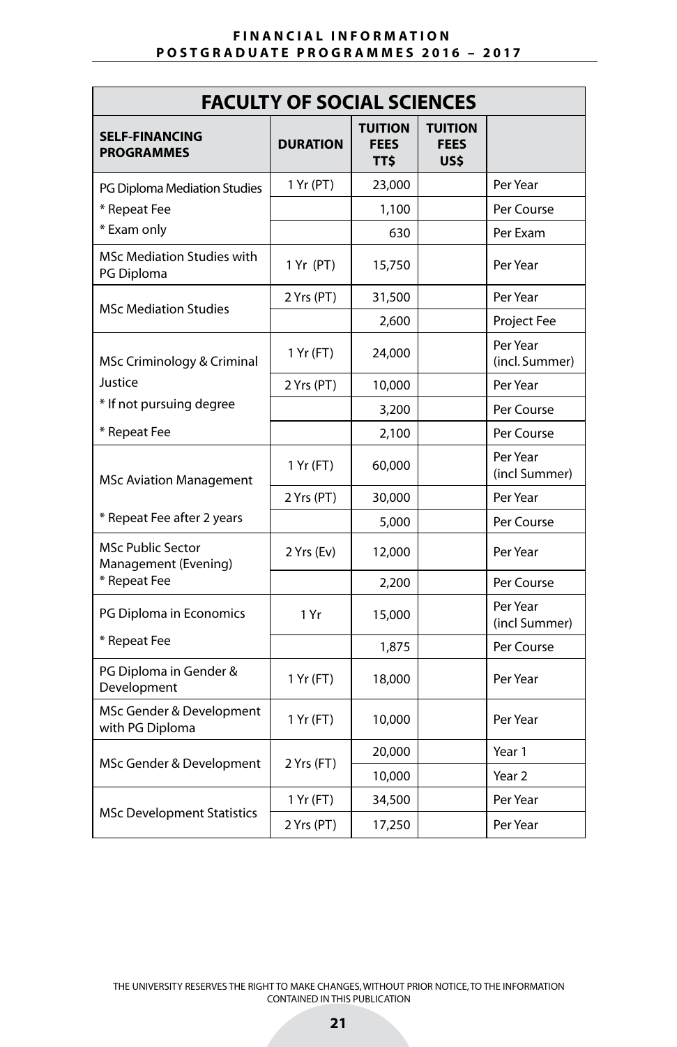| FACULTY OF SOCIAL SCIENCES | | | | |
|---|---|---|---|---|
| **SELF-FINANCING PROGRAMMES** | **DURATION** | **TUITION FEES TT$** | **TUITION FEES US$** | |
| PG Diploma Mediation Studies | 1 Yr (PT) | 23,000 | | Per Year |
| * Repeat Fee | | 1,100 | | Per Course |
| * Exam only | | 630 | | Per Exam |
| MSc Mediation Studies with PG Diploma | 1 Yr (PT) | 15,750 | | Per Year |
| MSc Mediation Studies | 2 Yrs (PT) | 31,500 | | Per Year |
| | | 2,600 | | Project Fee |
| MSc Criminology & Criminal Justice | 1 Yr (FT) | 24,000 | | Per Year (incl. Summer) |
| | 2 Yrs (PT) | 10,000 | | Per Year |
| * If not pursuing degree | | 3,200 | | Per Course |
| * Repeat Fee | | 2,100 | | Per Course |
| MSc Aviation Management | 1 Yr (FT) | 60,000 | | Per Year (incl Summer) |
| | 2 Yrs (PT) | 30,000 | | Per Year |
| * Repeat Fee after 2 years | | 5,000 | | Per Course |
| MSc Public Sector Management (Evening) | 2 Yrs (Ev) | 12,000 | | Per Year |
| * Repeat Fee | | 2,200 | | Per Course |
| PG Diploma in Economics | 1 Yr | 15,000 | | Per Year (incl Summer) |
| * Repeat Fee | | 1,875 | | Per Course |
| PG Diploma in Gender & Development | 1 Yr (FT) | 18,000 | | Per Year |
| MSc Gender & Development with PG Diploma | 1 Yr (FT) | 10,000 | | Per Year |
| MSc Gender & Development | 2 Yrs (FT) | 20,000 | | Year 1 |
| | | 10,000 | | Year 2 |
| MSc Development Statistics | 1 Yr (FT) | 34,500 | | Per Year |
| | 2 Yrs (PT) | 17,250 | | Per Year |

THE UNIVERSITY RESERVES THE RIGHT TO MAKE CHANGES, WITHOUT PRIOR NOTICE, TO THE INFORMATION CONTAINED IN THIS PUBLICATION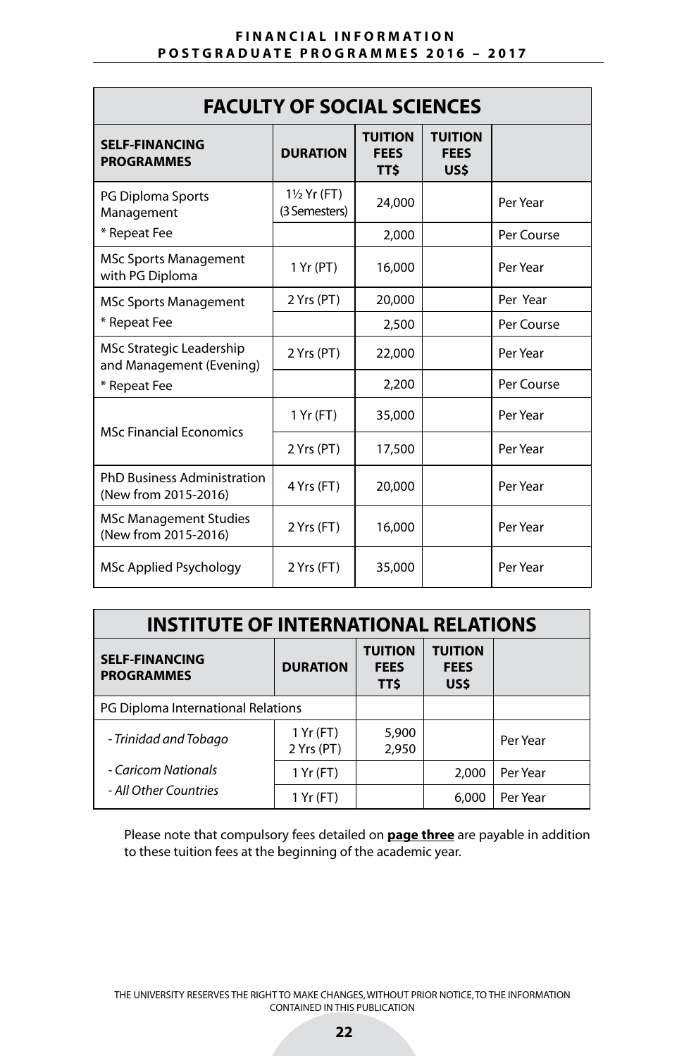## FACULTY OF SOCIAL SCIENCES

| SELF-FINANCING PROGRAMMES | DURATION | TUITION FEES TT$ | TUITION FEES US$ | |
|---|---|---|---|---|
| PG Diploma Sports Management | 1½ Yr (FT) (3 Semesters) | 24,000 | | Per Year |
| * Repeat Fee | | 2,000 | | Per Course |
| MSc Sports Management with PG Diploma | 1 Yr (PT) | 16,000 | | Per Year |
| MSc Sports Management | 2 Yrs (PT) | 20,000 | | Per Year |
| * Repeat Fee | | 2,500 | | Per Course |
| MSc Strategic Leadership and Management (Evening) | 2 Yrs (PT) | 22,000 | | Per Year |
| * Repeat Fee | | 2,200 | | Per Course |
| MSc Financial Economics | 1 Yr (FT) | 35,000 | | Per Year |
| | 2 Yrs (PT) | 17,500 | | Per Year |
| PhD Business Administration (New from 2015-2016) | 4 Yrs (FT) | 20,000 | | Per Year |
| MSc Management Studies (New from 2015-2016) | 2 Yrs (FT) | 16,000 | | Per Year |
| MSc Applied Psychology | 2 Yrs (FT) | 35,000 | | Per Year |

## INSTITUTE OF INTERNATIONAL RELATIONS

| SELF-FINANCING PROGRAMMES | DURATION | TUITION FEES TT$ | TUITION FEES US$ | |
|---|---|---|---|---|
| PG Diploma International Relations | | | | |
| *- Trinidad and Tobago* | 1 Yr (FT)<br>2 Yrs (PT) | 5,900<br>2,950 | | Per Year |
| *- Caricom Nationals* | 1 Yr (FT) | | 2,000 | Per Year |
| *- All Other Countries* | 1 Yr (FT) | | 6,000 | Per Year |

Please note that compulsory fees detailed on **page three** are payable in addition to these tuition fees at the beginning of the academic year.

THE UNIVERSITY RESERVES THE RIGHT TO MAKE CHANGES, WITHOUT PRIOR NOTICE, TO THE INFORMATION CONTAINED IN THIS PUBLICATION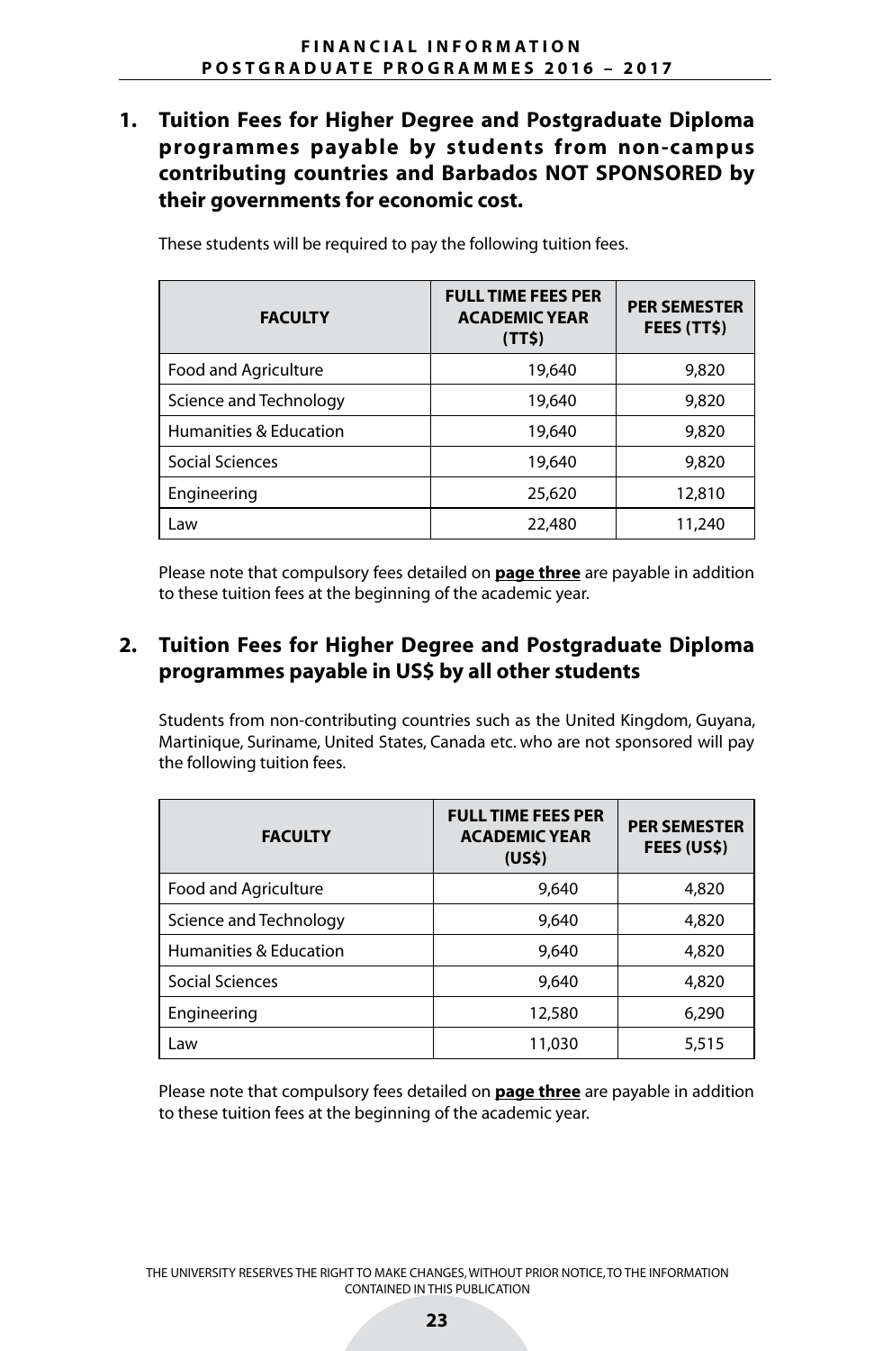## 1. Tuition Fees for Higher Degree and Postgraduate Diploma programmes payable by students from non-campus contributing countries and Barbados NOT SPONSORED by their governments for economic cost.

These students will be required to pay the following tuition fees.

| FACULTY | FULL TIME FEES PER ACADEMIC YEAR (TT$) | PER SEMESTER FEES (TT$) |
|---|---|---|
| Food and Agriculture | 19,640 | 9,820 |
| Science and Technology | 19,640 | 9,820 |
| Humanities & Education | 19,640 | 9,820 |
| Social Sciences | 19,640 | 9,820 |
| Engineering | 25,620 | 12,810 |
| Law | 22,480 | 11,240 |

Please note that compulsory fees detailed on **page three** are payable in addition to these tuition fees at the beginning of the academic year.

## 2. Tuition Fees for Higher Degree and Postgraduate Diploma programmes payable in US$ by all other students

Students from non-contributing countries such as the United Kingdom, Guyana, Martinique, Suriname, United States, Canada etc. who are not sponsored will pay the following tuition fees.

| FACULTY | FULL TIME FEES PER ACADEMIC YEAR (US$) | PER SEMESTER FEES (US$) |
|---|---|---|
| Food and Agriculture | 9,640 | 4,820 |
| Science and Technology | 9,640 | 4,820 |
| Humanities & Education | 9,640 | 4,820 |
| Social Sciences | 9,640 | 4,820 |
| Engineering | 12,580 | 6,290 |
| Law | 11,030 | 5,515 |

Please note that compulsory fees detailed on **page three** are payable in addition to these tuition fees at the beginning of the academic year.

THE UNIVERSITY RESERVES THE RIGHT TO MAKE CHANGES, WITHOUT PRIOR NOTICE, TO THE INFORMATION CONTAINED IN THIS PUBLICATION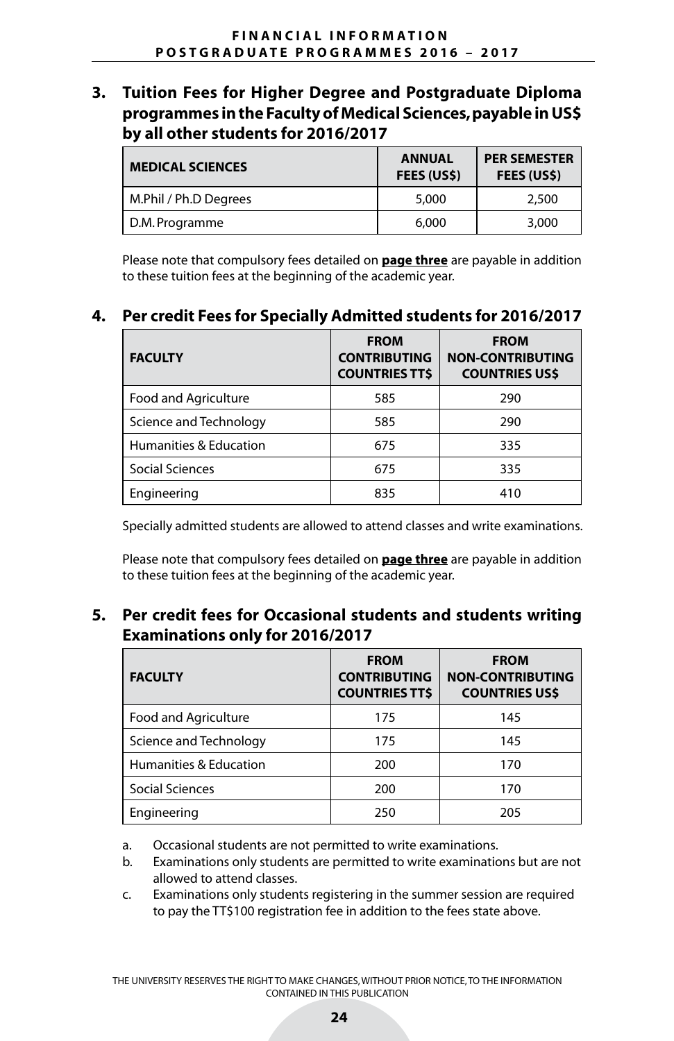## 3. Tuition Fees for Higher Degree and Postgraduate Diploma programmes in the Faculty of Medical Sciences, payable in US$ by all other students for 2016/2017

| MEDICAL SCIENCES | ANNUAL FEES (US$) | PER SEMESTER FEES (US$) |
|---|---|---|
| M.Phil / Ph.D Degrees | 5,000 | 2,500 |
| D.M. Programme | 6,000 | 3,000 |

Please note that compulsory fees detailed on **page three** are payable in addition to these tuition fees at the beginning of the academic year.

## 4. Per credit Fees for Specially Admitted students for 2016/2017

| FACULTY | FROM CONTRIBUTING COUNTRIES TT$ | FROM NON-CONTRIBUTING COUNTRIES US$ |
|---|---|---|
| Food and Agriculture | 585 | 290 |
| Science and Technology | 585 | 290 |
| Humanities & Education | 675 | 335 |
| Social Sciences | 675 | 335 |
| Engineering | 835 | 410 |

Specially admitted students are allowed to attend classes and write examinations.

Please note that compulsory fees detailed on **page three** are payable in addition to these tuition fees at the beginning of the academic year.

## 5. Per credit fees for Occasional students and students writing Examinations only for 2016/2017

| FACULTY | FROM CONTRIBUTING COUNTRIES TT$ | FROM NON-CONTRIBUTING COUNTRIES US$ |
|---|---|---|
| Food and Agriculture | 175 | 145 |
| Science and Technology | 175 | 145 |
| Humanities & Education | 200 | 170 |
| Social Sciences | 200 | 170 |
| Engineering | 250 | 205 |

a. Occasional students are not permitted to write examinations.
b. Examinations only students are permitted to write examinations but are not allowed to attend classes.
c. Examinations only students registering in the summer session are required to pay the TT$100 registration fee in addition to the fees state above.

THE UNIVERSITY RESERVES THE RIGHT TO MAKE CHANGES, WITHOUT PRIOR NOTICE, TO THE INFORMATION CONTAINED IN THIS PUBLICATION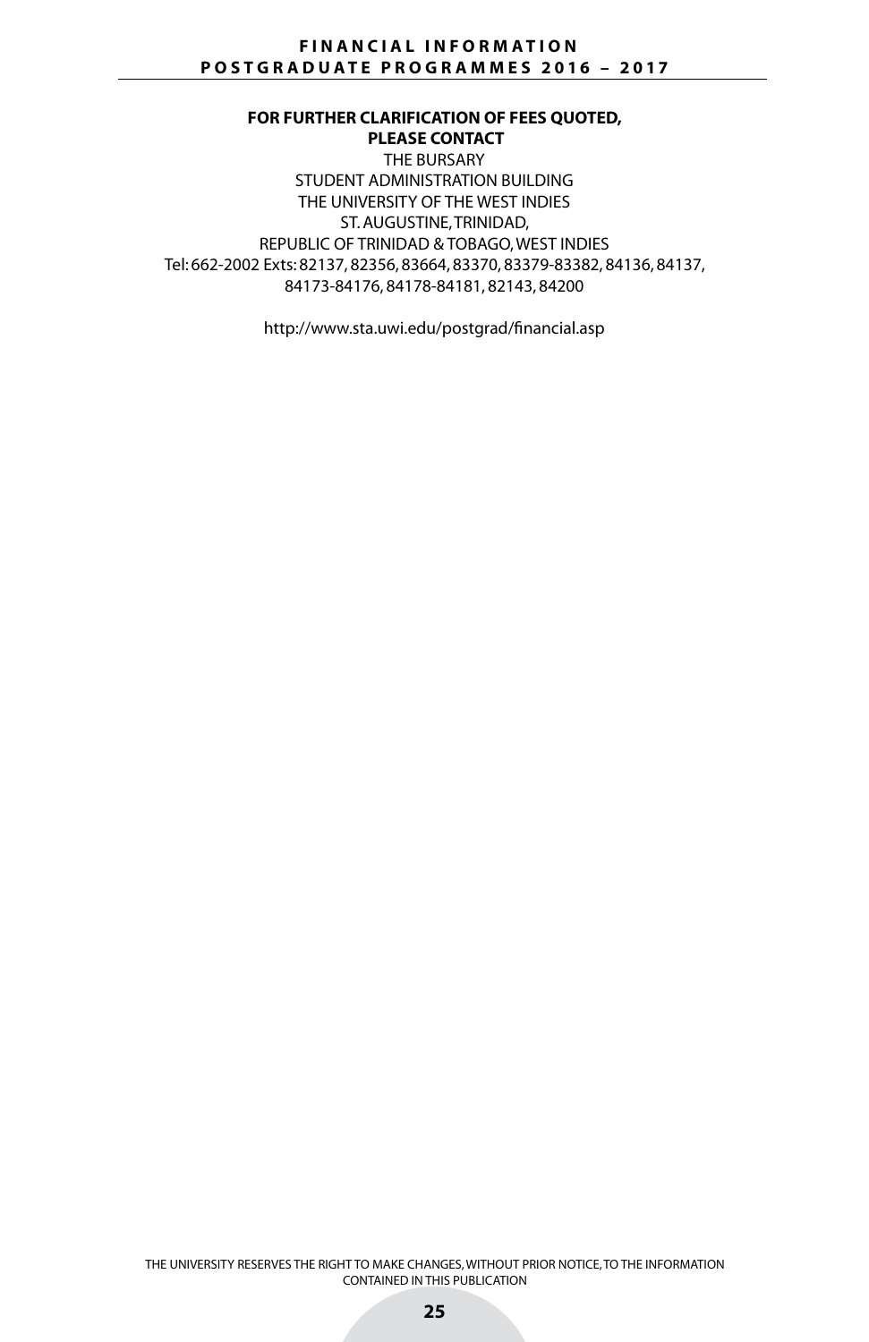**FOR FURTHER CLARIFICATION OF FEES QUOTED, PLEASE CONTACT**

THE BURSARY
STUDENT ADMINISTRATION BUILDING
THE UNIVERSITY OF THE WEST INDIES
ST. AUGUSTINE, TRINIDAD,
REPUBLIC OF TRINIDAD & TOBAGO, WEST INDIES
Tel: 662-2002 Exts: 82137, 82356, 83664, 83370, 83379-83382, 84136, 84137, 84173-84176, 84178-84181, 82143, 84200

http://www.sta.uwi.edu/postgrad/financial.asp

THE UNIVERSITY RESERVES THE RIGHT TO MAKE CHANGES, WITHOUT PRIOR NOTICE, TO THE INFORMATION CONTAINED IN THIS PUBLICATION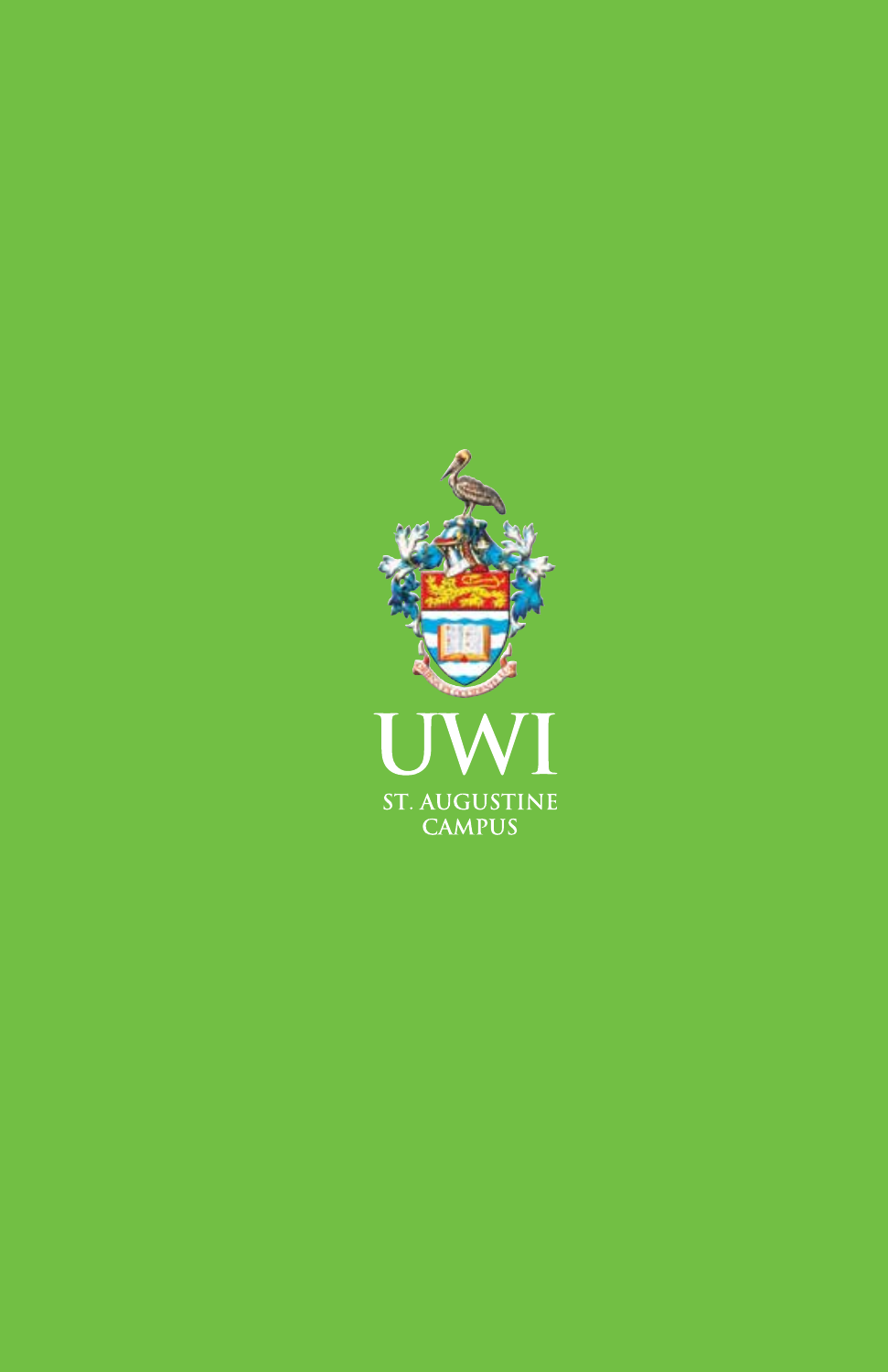UWI

ST. AUGUSTINE
CAMPUS